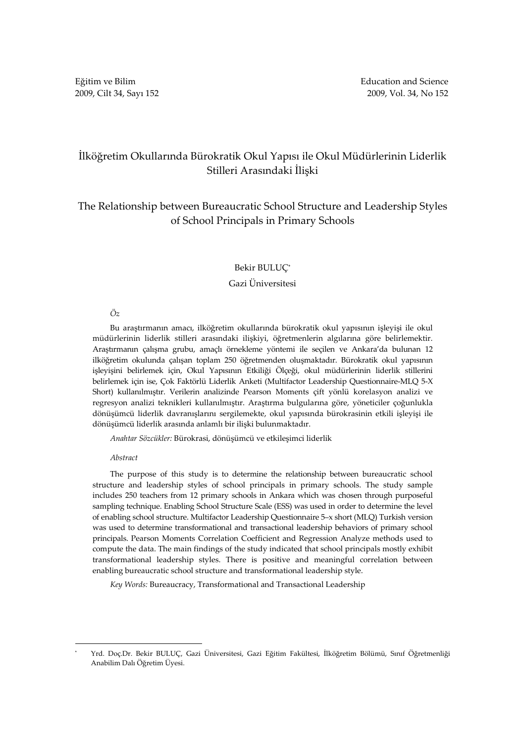# İlköğretim Okullarında Bürokratik Okul Yapısı ile Okul Müdürlerinin Liderlik Stilleri Arasındaki İlişki

# The Relationship between Bureaucratic School Structure and Leadership Styles of School Principals in Primary Schools

Bekir BULUÇ[*]

Gazi Üniversitesi

*Öz*

Bu araştırmanın amacı, ilköğretim okullarında bürokratik okul yapısının işleyişi ile okul müdürlerinin liderlik stilleri arasındaki ilişkiyi, öğretmenlerin algılarına göre belirlemektir. Araştırmanın çalışma grubu, amaçlı örnekleme yöntemi ile seçilen ve Ankara'da bulunan 12 ilköğretim okulunda çalışan toplam 250 öğretmenden oluşmaktadır. Bürokratik okul yapısının işleyişini belirlemek için, Okul Yapısının Etkiliği Ölçeği, okul müdürlerinin liderlik stillerini belirlemek için ise, Çok Faktörlü Liderlik Anketi (Multifactor Leadership Questionnaire-MLQ 5-X Short) kullanılmıştır. Verilerin analizinde Pearson Moments çift yönlü korelasyon analizi ve regresyon analizi teknikleri kullanılmıştır. Araştırma bulgularına göre, yöneticiler çoğunlukla dönüşümcü liderlik davranışlarını sergilemekte, okul yapısında bürokrasinin etkili işleyişi ile dönüşümcü liderlik arasında anlamlı bir ilişki bulunmaktadır.

*Anahtar Sözcükler:* Bürokrasi, dönüşümcü ve etkileşimci liderlik

*Abstract*

The purpose of this study is to determine the relationship between bureaucratic school structure and leadership styles of school principals in primary schools. The study sample includes 250 teachers from 12 primary schools in Ankara which was chosen through purposeful sampling technique. Enabling School Structure Scale (ESS) was used in order to determine the level of enabling school structure. Multifactor Leadership Questionnaire 5–x short (MLQ) Turkish version was used to determine transformational and transactional leadership behaviors of primary school principals. Pearson Moments Correlation Coefficient and Regression Analyze methods used to compute the data. The main findings of the study indicated that school principals mostly exhibit transformational leadership styles. There is positive and meaningful correlation between enabling bureaucratic school structure and transformational leadership style.

*Key Words:* Bureaucracy, Transformational and Transactional Leadership

---

[*] Yrd. Doç.Dr. Bekir BULUÇ, Gazi Üniversitesi, Gazi Eğitim Fakültesi, İlköğretim Bölümü, Sınıf Öğretmenliği Anabilim Dalı Öğretim Üyesi.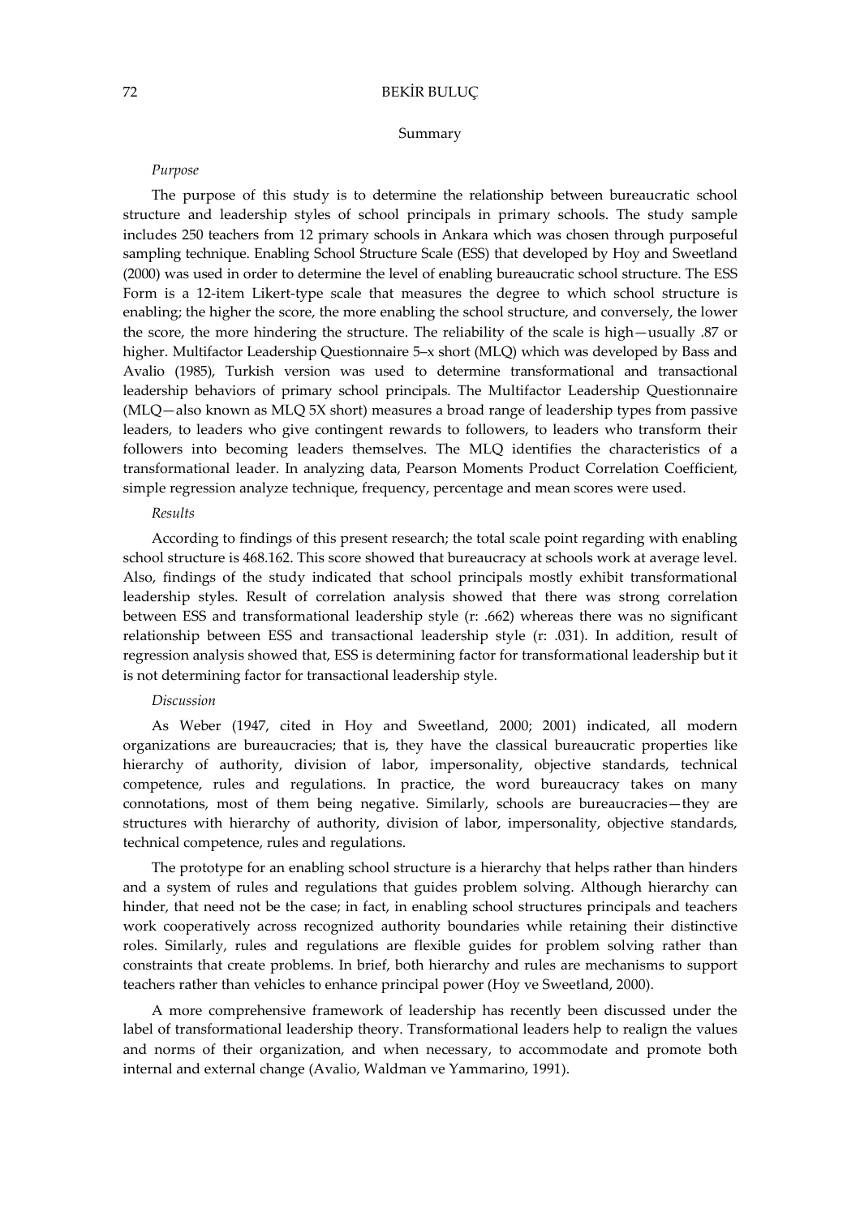## Summary

*Purpose*

The purpose of this study is to determine the relationship between bureaucratic school structure and leadership styles of school principals in primary schools. The study sample includes 250 teachers from 12 primary schools in Ankara which was chosen through purposeful sampling technique. Enabling School Structure Scale (ESS) that developed by Hoy and Sweetland (2000) was used in order to determine the level of enabling bureaucratic school structure. The ESS Form is a 12-item Likert-type scale that measures the degree to which school structure is enabling; the higher the score, the more enabling the school structure, and conversely, the lower the score, the more hindering the structure. The reliability of the scale is high—usually .87 or higher. Multifactor Leadership Questionnaire 5–x short (MLQ) which was developed by Bass and Avalio (1985), Turkish version was used to determine transformational and transactional leadership behaviors of primary school principals. The Multifactor Leadership Questionnaire (MLQ—also known as MLQ 5X short) measures a broad range of leadership types from passive leaders, to leaders who give contingent rewards to followers, to leaders who transform their followers into becoming leaders themselves. The MLQ identifies the characteristics of a transformational leader. In analyzing data, Pearson Moments Product Correlation Coefficient, simple regression analyze technique, frequency, percentage and mean scores were used.

*Results*

According to findings of this present research; the total scale point regarding with enabling school structure is 468.162. This score showed that bureaucracy at schools work at average level. Also, findings of the study indicated that school principals mostly exhibit transformational leadership styles. Result of correlation analysis showed that there was strong correlation between ESS and transformational leadership style (r: .662) whereas there was no significant relationship between ESS and transactional leadership style (r: .031). In addition, result of regression analysis showed that, ESS is determining factor for transformational leadership but it is not determining factor for transactional leadership style.

*Discussion*

As Weber (1947, cited in Hoy and Sweetland, 2000; 2001) indicated, all modern organizations are bureaucracies; that is, they have the classical bureaucratic properties like hierarchy of authority, division of labor, impersonality, objective standards, technical competence, rules and regulations. In practice, the word bureaucracy takes on many connotations, most of them being negative. Similarly, schools are bureaucracies—they are structures with hierarchy of authority, division of labor, impersonality, objective standards, technical competence, rules and regulations.

The prototype for an enabling school structure is a hierarchy that helps rather than hinders and a system of rules and regulations that guides problem solving. Although hierarchy can hinder, that need not be the case; in fact, in enabling school structures principals and teachers work cooperatively across recognized authority boundaries while retaining their distinctive roles. Similarly, rules and regulations are flexible guides for problem solving rather than constraints that create problems. In brief, both hierarchy and rules are mechanisms to support teachers rather than vehicles to enhance principal power (Hoy ve Sweetland, 2000).

A more comprehensive framework of leadership has recently been discussed under the label of transformational leadership theory. Transformational leaders help to realign the values and norms of their organization, and when necessary, to accommodate and promote both internal and external change (Avalio, Waldman ve Yammarino, 1991).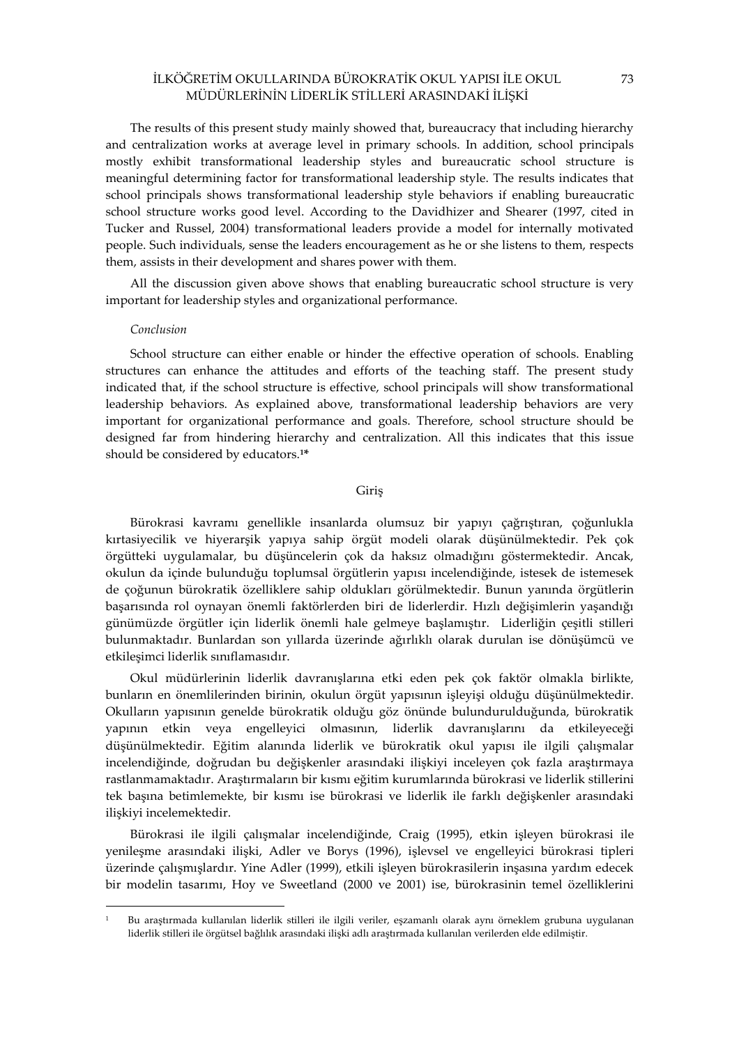The results of this present study mainly showed that, bureaucracy that including hierarchy and centralization works at average level in primary schools. In addition, school principals mostly exhibit transformational leadership styles and bureaucratic school structure is meaningful determining factor for transformational leadership style. The results indicates that school principals shows transformational leadership style behaviors if enabling bureaucratic school structure works good level. According to the Davidhizer and Shearer (1997, cited in Tucker and Russel, 2004) transformational leaders provide a model for internally motivated people. Such individuals, sense the leaders encouragement as he or she listens to them, respects them, assists in their development and shares power with them.

All the discussion given above shows that enabling bureaucratic school structure is very important for leadership styles and organizational performance.

*Conclusion*

School structure can either enable or hinder the effective operation of schools. Enabling structures can enhance the attitudes and efforts of the teaching staff. The present study indicated that, if the school structure is effective, school principals will show transformational leadership behaviors. As explained above, transformational leadership behaviors are very important for organizational performance and goals. Therefore, school structure should be designed far from hindering hierarchy and centralization. All this indicates that this issue should be considered by educators.[1]*

## Giriş

Bürokrasi kavramı genellikle insanlarda olumsuz bir yapıyı çağrıştıran, çoğunlukla kırtasiyecilik ve hiyerarşik yapıya sahip örgüt modeli olarak düşünülmektedir. Pek çok örgütteki uygulamalar, bu düşüncelerin çok da haksız olmadığını göstermektedir. Ancak, okulun da içinde bulunduğu toplumsal örgütlerin yapısı incelendiğinde, istesek de istemesek de çoğunun bürokratik özelliklere sahip oldukları görülmektedir. Bunun yanında örgütlerin başarısında rol oynayan önemli faktörlerden biri de liderlerdir. Hızlı değişimlerin yaşandığı günümüzde örgütler için liderlik önemli hale gelmeye başlamıştır. Liderliğin çeşitli stilleri bulunmaktadır. Bunlardan son yıllarda üzerinde ağırlıklı olarak durulan ise dönüşümcü ve etkileşimci liderlik sınıflamasıdır.

Okul müdürlerinin liderlik davranışlarına etki eden pek çok faktör olmakla birlikte, bunların en önemlilerinden birinin, okulun örgüt yapısının işleyişi olduğu düşünülmektedir. Okulların yapısının genelde bürokratik olduğu göz önünde bulundurulduğunda, bürokratik yapının etkin veya engelleyici olmasının, liderlik davranışlarını da etkileyeceği düşünülmektedir. Eğitim alanında liderlik ve bürokratik okul yapısı ile ilgili çalışmalar incelendiğinde, doğrudan bu değişkenler arasındaki ilişkiyi inceleyen çok fazla araştırmaya rastlanmamaktadır. Araştırmaların bir kısmı eğitim kurumlarında bürokrasi ve liderlik stillerini tek başına betimlemekte, bir kısmı ise bürokrasi ve liderlik ile farklı değişkenler arasındaki ilişkiyi incelemektedir.

Bürokrasi ile ilgili çalışmalar incelendiğinde, Craig (1995), etkin işleyen bürokrasi ile yenileşme arasındaki ilişki, Adler ve Borys (1996), işlevsel ve engelleyici bürokrasi tipleri üzerinde çalışmışlardır. Yine Adler (1999), etkili işleyen bürokrasilerin inşasına yardım edecek bir modelin tasarımı, Hoy ve Sweetland (2000 ve 2001) ise, bürokrasinin temel özelliklerini

---

[1] Bu araştırmada kullanılan liderlik stilleri ile ilgili veriler, eşzamanlı olarak aynı örneklem grubuna uygulanan liderlik stilleri ile örgütsel bağlılık arasındaki ilişki adlı araştırmada kullanılan verilerden elde edilmiştir.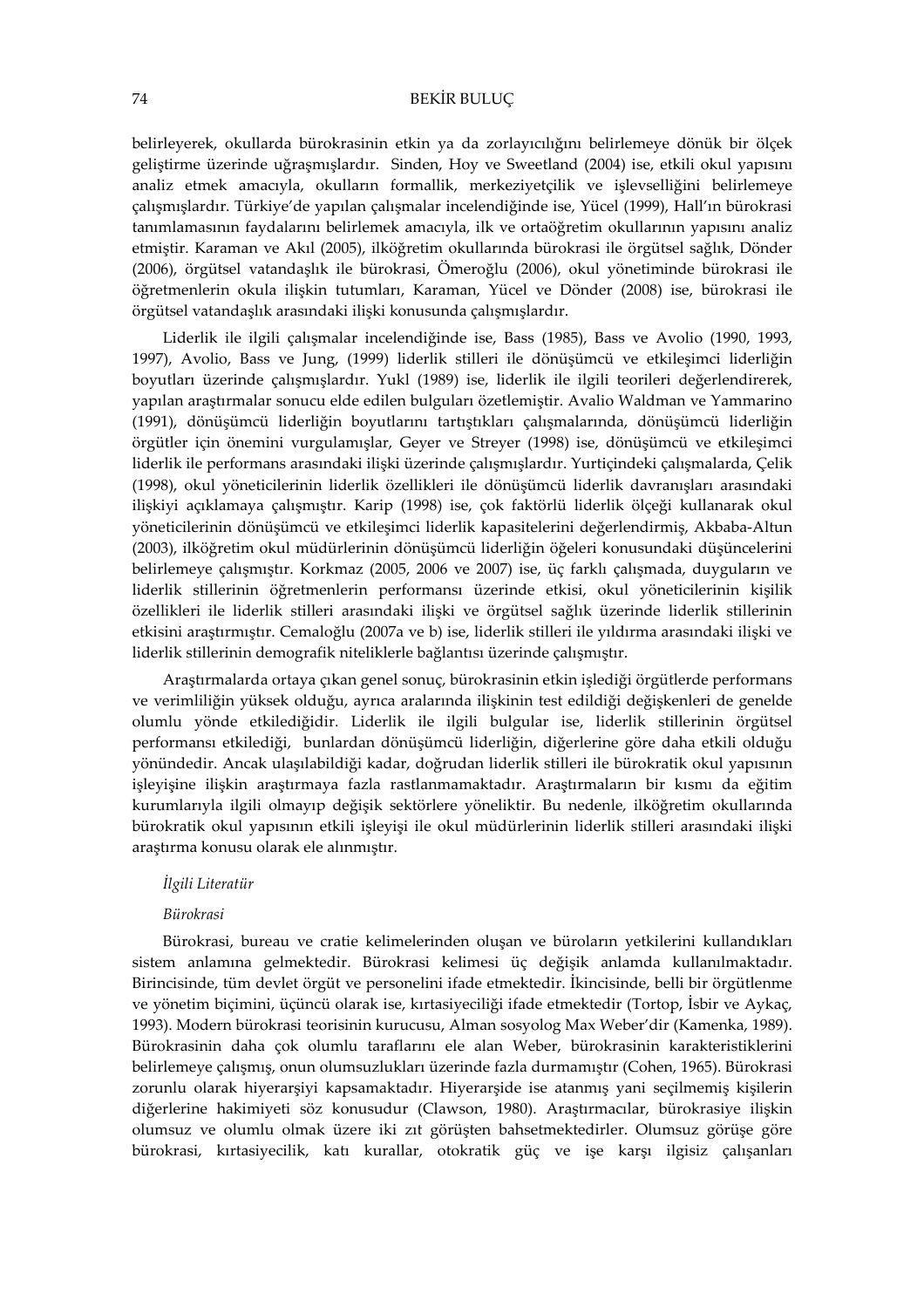belirleyerek, okullarda bürokrasinin etkin ya da zorlayıcılığını belirlemeye dönük bir ölçek geliştirme üzerinde uğraşmışlardır. Sinden, Hoy ve Sweetland (2004) ise, etkili okul yapısını analiz etmek amacıyla, okulların formallik, merkeziyetçilik ve işlevselliğini belirlemeye çalışmışlardır. Türkiye'de yapılan çalışmalar incelendiğinde ise, Yücel (1999), Hall'ın bürokrasi tanımlamasının faydalarını belirlemek amacıyla, ilk ve ortaöğretim okullarının yapısını analiz etmiştir. Karaman ve Akıl (2005), ilköğretim okullarında bürokrasi ile örgütsel sağlık, Dönder (2006), örgütsel vatandaşlık ile bürokrasi, Ömeroğlu (2006), okul yönetiminde bürokrasi ile öğretmenlerin okula ilişkin tutumları, Karaman, Yücel ve Dönder (2008) ise, bürokrasi ile örgütsel vatandaşlık arasındaki ilişki konusunda çalışmışlardır.

Liderlik ile ilgili çalışmalar incelendiğinde ise, Bass (1985), Bass ve Avolio (1990, 1993, 1997), Avolio, Bass ve Jung, (1999) liderlik stilleri ile dönüşümcü ve etkileşimci liderliğin boyutları üzerinde çalışmışlardır. Yukl (1989) ise, liderlik ile ilgili teorileri değerlendirerek, yapılan araştırmalar sonucu elde edilen bulguları özetlemiştir. Avalio Waldman ve Yammarino (1991), dönüşümcü liderliğin boyutlarını tartıştıkları çalışmalarında, dönüşümcü liderliğin örgütler için önemini vurgulamışlar, Geyer ve Streyer (1998) ise, dönüşümcü ve etkileşimci liderlik ile performans arasındaki ilişki üzerinde çalışmışlardır. Yurtiçindeki çalışmalarda, Çelik (1998), okul yöneticilerinin liderlik özellikleri ile dönüşümcü liderlik davranışları arasındaki ilişkiyi açıklamaya çalışmıştır. Karip (1998) ise, çok faktörlü liderlik ölçeği kullanarak okul yöneticilerinin dönüşümcü ve etkileşimci liderlik kapasitelerini değerlendirmiş, Akbaba-Altun (2003), ilköğretim okul müdürlerinin dönüşümcü liderliğin öğeleri konusundaki düşüncelerini belirlemeye çalışmıştır. Korkmaz (2005, 2006 ve 2007) ise, üç farklı çalışmada, duyguların ve liderlik stillerinin öğretmenlerin performansı üzerinde etkisi, okul yöneticilerinin kişilik özellikleri ile liderlik stilleri arasındaki ilişki ve örgütsel sağlık üzerinde liderlik stillerinin etkisini araştırmıştır. Cemaloğlu (2007a ve b) ise, liderlik stilleri ile yıldırma arasındaki ilişki ve liderlik stillerinin demografik niteliklerle bağlantısı üzerinde çalışmıştır.

Araştırmalarda ortaya çıkan genel sonuç, bürokrasinin etkin işlediği örgütlerde performans ve verimliliğin yüksek olduğu, ayrıca aralarında ilişkinin test edildiği değişkenleri de genelde olumlu yönde etkilediğidir. Liderlik ile ilgili bulgular ise, liderlik stillerinin örgütsel performansı etkilediği, bunlardan dönüşümcü liderliğin, diğerlerine göre daha etkili olduğu yönündedir. Ancak ulaşılabildiği kadar, doğrudan liderlik stilleri ile bürokratik okul yapısının işleyişine ilişkin araştırmaya fazla rastlanmamaktadır. Araştırmaların bir kısmı da eğitim kurumlarıyla ilgili olmayıp değişik sektörlere yöneliktir. Bu nedenle, ilköğretim okullarında bürokratik okul yapısının etkili işleyişi ile okul müdürlerinin liderlik stilleri arasındaki ilişki araştırma konusu olarak ele alınmıştır.

*İlgili Literatür*

*Bürokrasi*

Bürokrasi, bureau ve cratie kelimelerinden oluşan ve büroların yetkilerini kullandıkları sistem anlamına gelmektedir. Bürokrasi kelimesi üç değişik anlamda kullanılmaktadır. Birincisinde, tüm devlet örgüt ve personelini ifade etmektedir. İkincisinde, belli bir örgütlenme ve yönetim biçimini, üçüncü olarak ise, kırtasiyeciliği ifade etmektedir (Tortop, İsbir ve Aykaç, 1993). Modern bürokrasi teorisinin kurucusu, Alman sosyolog Max Weber'dir (Kamenka, 1989). Bürokrasinin daha çok olumlu taraflarını ele alan Weber, bürokrasinin karakteristiklerini belirlemeye çalışmış, onun olumsuzlukları üzerinde fazla durmamıştır (Cohen, 1965). Bürokrasi zorunlu olarak hiyerarşiyi kapsamaktadır. Hiyerarşide ise atanmış yani seçilmemiş kişilerin diğerlerine hakimiyeti söz konusudur (Clawson, 1980). Araştırmacılar, bürokrasiye ilişkin olumsuz ve olumlu olmak üzere iki zıt görüşten bahsetmektedirler. Olumsuz görüşe göre bürokrasi, kırtasiyecilik, katı kurallar, otokratik güç ve işe karşı ilgisiz çalışanları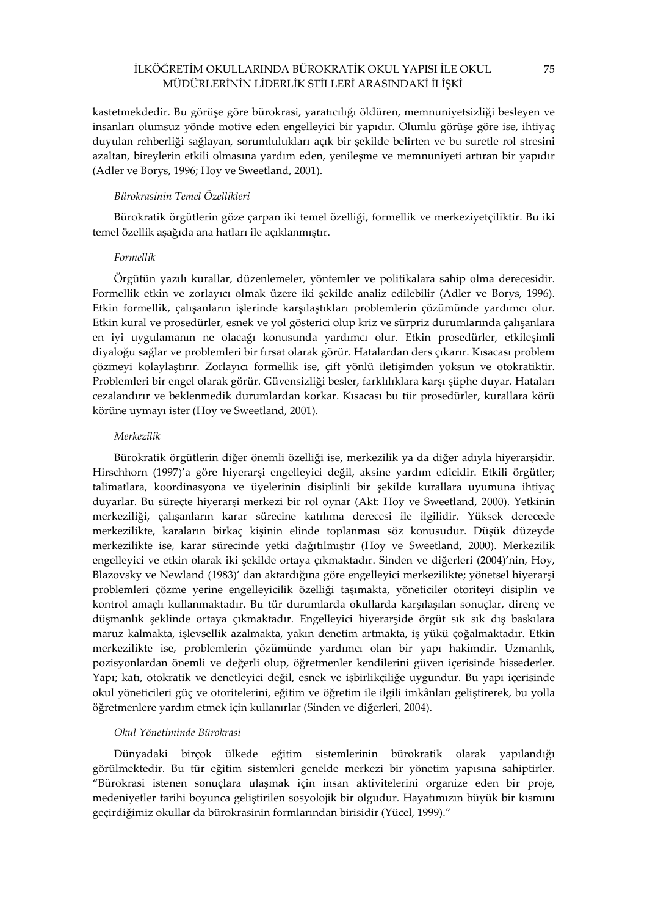kastetmekdedir. Bu görüşe göre bürokrasi, yaratıcılığı öldüren, memnuniyetsizliği besleyen ve insanları olumsuz yönde motive eden engelleyici bir yapıdır. Olumlu görüşe göre ise, ihtiyaç duyulan rehberliği sağlayan, sorumlulukları açık bir şekilde belirten ve bu suretle rol stresini azaltan, bireylerin etkili olmasına yardım eden, yenileşme ve memnuniyeti artıran bir yapıdır (Adler ve Borys, 1996; Hoy ve Sweetland, 2001).

### *Bürokrasinin Temel Özellikleri*

Bürokratik örgütlerin göze çarpan iki temel özelliği, formellik ve merkeziyetçiliktir. Bu iki temel özellik aşağıda ana hatları ile açıklanmıştır.

#### *Formellik*

Örgütün yazılı kurallar, düzenlemeler, yöntemler ve politikalara sahip olma derecesidir. Formellik etkin ve zorlayıcı olmak üzere iki şekilde analiz edilebilir (Adler ve Borys, 1996). Etkin formellik, çalışanların işlerinde karşılaştıkları problemlerin çözümünde yardımcı olur. Etkin kural ve prosedürler, esnek ve yol gösterici olup kriz ve sürpriz durumlarında çalışanlara en iyi uygulamanın ne olacağı konusunda yardımcı olur. Etkin prosedürler, etkileşimli diyaloğu sağlar ve problemleri bir fırsat olarak görür. Hatalardan ders çıkarır. Kısacası problem çözmeyi kolaylaştırır. Zorlayıcı formellik ise, çift yönlü iletişimden yoksun ve otokratiktir. Problemleri bir engel olarak görür. Güvensizliği besler, farklılıklara karşı şüphe duyar. Hataları cezalandırır ve beklenmedik durumlardan korkar. Kısacası bu tür prosedürler, kurallara körü körüne uymayı ister (Hoy ve Sweetland, 2001).

#### *Merkezilik*

Bürokratik örgütlerin diğer önemli özelliği ise, merkezilik ya da diğer adıyla hiyerarşidir. Hirschhorn (1997)'a göre hiyerarşi engelleyici değil, aksine yardım edicidir. Etkili örgütler; talimatlara, koordinasyona ve üyelerinin disiplinli bir şekilde kurallara uyumuna ihtiyaç duyarlar. Bu süreçte hiyerarşi merkezi bir rol oynar (Akt: Hoy ve Sweetland, 2000). Yetkinin merkeziliği, çalışanların karar sürecine katılıma derecesi ile ilgilidir. Yüksek derecede merkezilikte, karaların birkaç kişinin elinde toplanması söz konusudur. Düşük düzeyde merkezilikte ise, karar sürecinde yetki dağıtılmıştır (Hoy ve Sweetland, 2000). Merkezilik engelleyici ve etkin olarak iki şekilde ortaya çıkmaktadır. Sinden ve diğerleri (2004)'nin, Hoy, Blazovsky ve Newland (1983)' dan aktardığına göre engelleyici merkezilikte; yönetsel hiyerarşi problemleri çözme yerine engelleyicilik özelliği taşımakta, yöneticiler otoriteyi disiplin ve kontrol amaçlı kullanmaktadır. Bu tür durumlarda okullarda karşılaşılan sonuçlar, direnç ve düşmanlık şeklinde ortaya çıkmaktadır. Engelleyici hiyerarşide örgüt sık sık dış baskılara maruz kalmakta, işlevsellik azalmakta, yakın denetim artmakta, iş yükü çoğalmaktadır. Etkin merkezilikte ise, problemlerin çözümünde yardımcı olan bir yapı hakimdir. Uzmanlık, pozisyonlardan önemli ve değerli olup, öğretmenler kendilerini güven içerisinde hissederler. Yapı; katı, otokratik ve denetleyici değil, esnek ve işbirlikçiliğe uygundur. Bu yapı içerisinde okul yöneticileri güç ve otoritelerini, eğitim ve öğretim ile ilgili imkânları geliştirerek, bu yolla öğretmenlere yardım etmek için kullanırlar (Sinden ve diğerleri, 2004).

### *Okul Yönetiminde Bürokrasi*

Dünyadaki birçok ülkede eğitim sistemlerinin bürokratik olarak yapılandığı görülmektedir. Bu tür eğitim sistemleri genelde merkezi bir yönetim yapısına sahiptirler. "Bürokrasi istenen sonuçlara ulaşmak için insan aktivitelerini organize eden bir proje, medeniyetler tarihi boyunca geliştirilen sosyolojik bir olgudur. Hayatımızın büyük bir kısmını geçirdiğimiz okullar da bürokrasinin formlarından birisidir (Yücel, 1999)."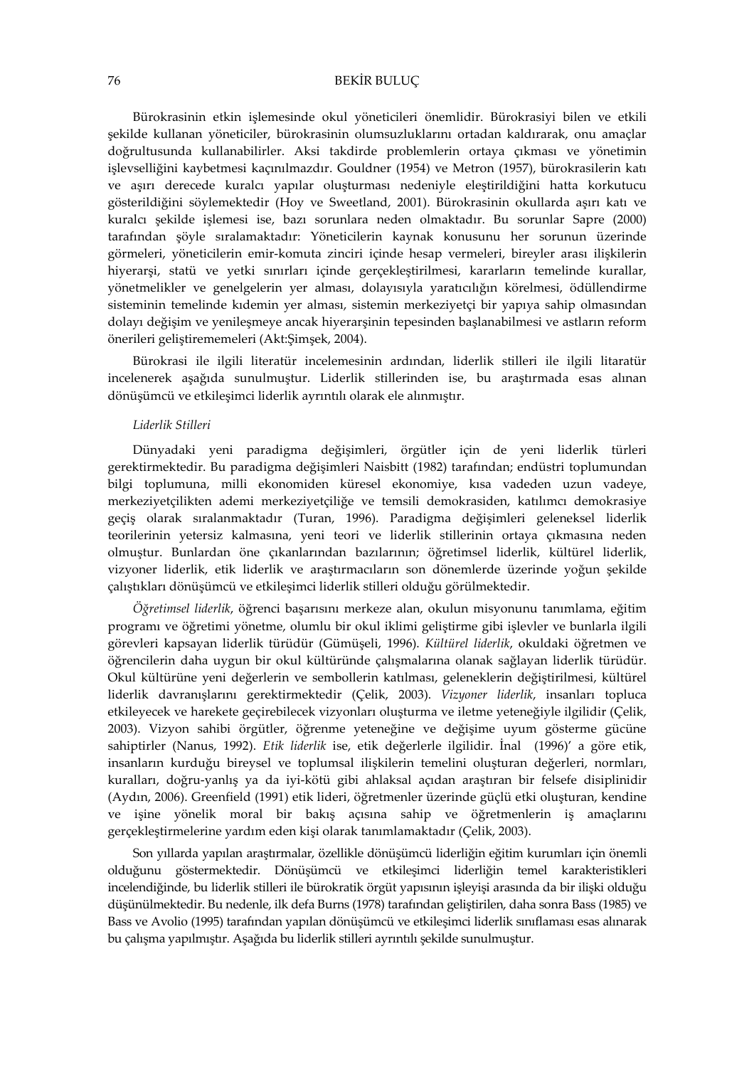Bürokrasinin etkin işlemesinde okul yöneticileri önemlidir. Bürokrasiyi bilen ve etkili şekilde kullanan yöneticiler, bürokrasinin olumsuzluklarını ortadan kaldırarak, onu amaçlar doğrultusunda kullanabilirler. Aksi takdirde problemlerin ortaya çıkması ve yönetimin işlevselliğini kaybetmesi kaçınılmazdır. Gouldner (1954) ve Metron (1957), bürokrasilerin katı ve aşırı derecede kuralcı yapılar oluşturması nedeniyle eleştirildiğini hatta korkutucu gösterildiğini söylemektedir (Hoy ve Sweetland, 2001). Bürokrasinin okullarda aşırı katı ve kuralcı şekilde işlemesi ise, bazı sorunlara neden olmaktadır. Bu sorunlar Sapre (2000) tarafından şöyle sıralamaktadır: Yöneticilerin kaynak konusunu her sorunun üzerinde görmeleri, yöneticilerin emir-komuta zinciri içinde hesap vermeleri, bireyler arası ilişkilerin hiyerarşi, statü ve yetki sınırları içinde gerçekleştirilmesi, kararların temelinde kurallar, yönetmelikler ve genelgelerin yer alması, dolayısıyla yaratıcılığın körelmesi, ödüllendirme sisteminin temelinde kıdemin yer alması, sistemin merkeziyetçi bir yapıya sahip olmasından dolayı değişim ve yenileşmeye ancak hiyerarşinin tepesinden başlanabilmesi ve astların reform önerileri geliştirememeleri (Akt:Şimşek, 2004).

Bürokrasi ile ilgili literatür incelemesinin ardından, liderlik stilleri ile ilgili litaratür incelenerek aşağıda sunulmuştur. Liderlik stillerinden ise, bu araştırmada esas alınan dönüşümcü ve etkileşimci liderlik ayrıntılı olarak ele alınmıştır.

*Liderlik Stilleri*

Dünyadaki yeni paradigma değişimleri, örgütler için de yeni liderlik türleri gerektirmektedir. Bu paradigma değişimleri Naisbitt (1982) tarafından; endüstri toplumundan bilgi toplumuna, milli ekonomiden küresel ekonomiye, kısa vadeden uzun vadeye, merkeziyetçilikten ademi merkeziyetçiliğe ve temsili demokrasiden, katılımcı demokrasiye geçiş olarak sıralanmaktadır (Turan, 1996). Paradigma değişimleri geleneksel liderlik teorilerinin yetersiz kalmasına, yeni teori ve liderlik stillerinin ortaya çıkmasına neden olmuştur. Bunlardan öne çıkanlarından bazılarının; öğretimsel liderlik, kültürel liderlik, vizyoner liderlik, etik liderlik ve araştırmacıların son dönemlerde üzerinde yoğun şekilde çalıştıkları dönüşümcü ve etkileşimci liderlik stilleri olduğu görülmektedir.

*Öğretimsel liderlik*, öğrenci başarısını merkeze alan, okulun misyonunu tanımlama, eğitim programı ve öğretimi yönetme, olumlu bir okul iklimi geliştirme gibi işlevler ve bunlarla ilgili görevleri kapsayan liderlik türüdür (Gümüşeli, 1996). *Kültürel liderlik*, okuldaki öğretmen ve öğrencilerin daha uygun bir okul kültüründe çalışmalarına olanak sağlayan liderlik türüdür. Okul kültürüne yeni değerlerin ve sembollerin katılması, geleneklerin değiştirilmesi, kültürel liderlik davranışlarını gerektirmektedir (Çelik, 2003). *Vizyoner liderlik*, insanları topluca etkileyecek ve harekete geçirebilecek vizyonları oluşturma ve iletme yeteneğiyle ilgilidir (Çelik, 2003). Vizyon sahibi örgütler, öğrenme yeteneğine ve değişime uyum gösterme gücüne sahiptirler (Nanus, 1992). *Etik liderlik* ise, etik değerlerle ilgilidir. İnal (1996)' a göre etik, insanların kurduğu bireysel ve toplumsal ilişkilerin temelini oluşturan değerleri, normları, kuralları, doğru-yanlış ya da iyi-kötü gibi ahlaksal açıdan araştıran bir felsefe disiplinidir (Aydın, 2006). Greenfield (1991) etik lideri, öğretmenler üzerinde güçlü etki oluşturan, kendine ve işine yönelik moral bir bakış açısına sahip ve öğretmenlerin iş amaçlarını gerçekleştirmelerine yardım eden kişi olarak tanımlamaktadır (Çelik, 2003).

Son yıllarda yapılan araştırmalar, özellikle dönüşümcü liderliğin eğitim kurumları için önemli olduğunu göstermektedir. Dönüşümcü ve etkileşimci liderliğin temel karakteristikleri incelendiğinde, bu liderlik stilleri ile bürokratik örgüt yapısının işleyişi arasında da bir ilişki olduğu düşünülmektedir. Bu nedenle, ilk defa Burns (1978) tarafından geliştirilen, daha sonra Bass (1985) ve Bass ve Avolio (1995) tarafından yapılan dönüşümcü ve etkileşimci liderlik sınıflaması esas alınarak bu çalışma yapılmıştır. Aşağıda bu liderlik stilleri ayrıntılı şekilde sunulmuştur.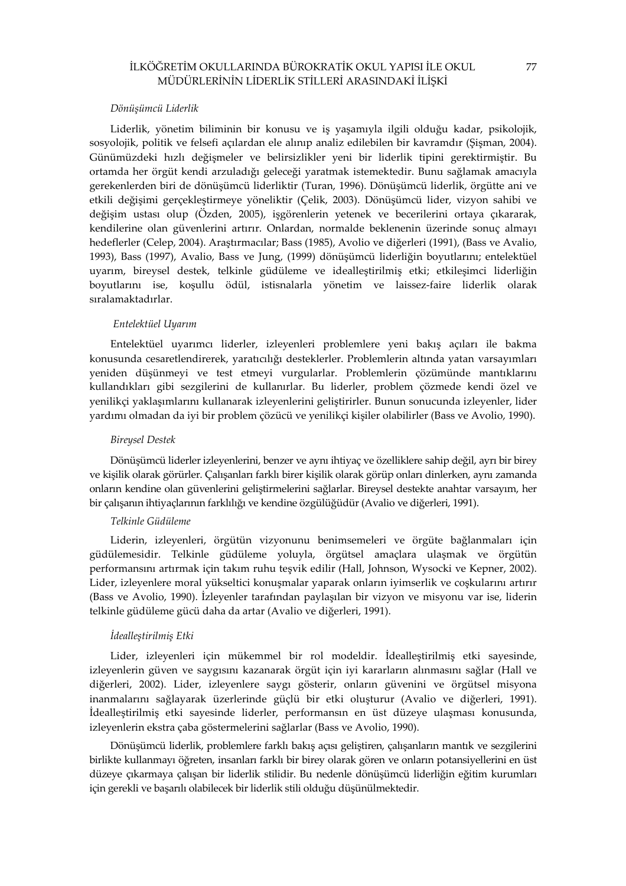*Dönüşümcü Liderlik*

Liderlik, yönetim biliminin bir konusu ve iş yaşamıyla ilgili olduğu kadar, psikolojik, sosyolojik, politik ve felsefi açılardan ele alınıp analiz edilebilen bir kavramdır (Şişman, 2004). Günümüzdeki hızlı değişmeler ve belirsizlikler yeni bir liderlik tipini gerektirmiştir. Bu ortamda her örgüt kendi arzuladığı geleceği yaratmak istemektedir. Bunu sağlamak amacıyla gerekenlerden biri de dönüşümcü liderliktir (Turan, 1996). Dönüşümcü liderlik, örgütte ani ve etkili değişimi gerçekleştirmeye yöneliktir (Çelik, 2003). Dönüşümcü lider, vizyon sahibi ve değişim ustası olup (Özden, 2005), işgörenlerin yetenek ve becerilerini ortaya çıkararak, kendilerine olan güvenlerini artırır. Onlardan, normalde beklenenin üzerinde sonuç almayı hedeflerler (Celep, 2004). Araştırmacılar; Bass (1985), Avolio ve diğerleri (1991), (Bass ve Avalio, 1993), Bass (1997), Avalio, Bass ve Jung, (1999) dönüşümcü liderliğin boyutlarını; entelektüel uyarım, bireysel destek, telkinle güdüleme ve idealleştirilmiş etki; etkileşimci liderliğin boyutlarını ise, koşullu ödül, istisnalarla yönetim ve laissez-faire liderlik olarak sıralamaktadırlar.

*Entelektüel Uyarım*

Entelektüel uyarımcı liderler, izleyenleri problemlere yeni bakış açıları ile bakma konusunda cesaretlendirerek, yaratıcılığı desteklerler. Problemlerin altında yatan varsayımları yeniden düşünmeyi ve test etmeyi vurgularlar. Problemlerin çözümünde mantıklarını kullandıkları gibi sezgilerini de kullanırlar. Bu liderler, problem çözmede kendi özel ve yenilikçi yaklaşımlarını kullanarak izleyenlerini geliştirirler. Bunun sonucunda izleyenler, lider yardımı olmadan da iyi bir problem çözücü ve yenilikçi kişiler olabilirler (Bass ve Avolio, 1990).

*Bireysel Destek*

Dönüşümcü liderler izleyenlerini, benzer ve aynı ihtiyaç ve özelliklere sahip değil, ayrı bir birey ve kişilik olarak görürler. Çalışanları farklı birer kişilik olarak görüp onları dinlerken, aynı zamanda onların kendine olan güvenlerini geliştirmelerini sağlarlar. Bireysel destekte anahtar varsayım, her bir çalışanın ihtiyaçlarının farklılığı ve kendine özgülüğüdür (Avalio ve diğerleri, 1991).

*Telkinle Güdüleme*

Liderin, izleyenleri, örgütün vizyonunu benimsemeleri ve örgüte bağlanmaları için güdülemesidir. Telkinle güdüleme yoluyla, örgütsel amaçlara ulaşmak ve örgütün performansını artırmak için takım ruhu teşvik edilir (Hall, Johnson, Wysocki ve Kepner, 2002). Lider, izleyenlere moral yükseltici konuşmalar yaparak onların iyimserlik ve coşkularını artırır (Bass ve Avolio, 1990). İzleyenler tarafından paylaşılan bir vizyon ve misyonu var ise, liderin telkinle güdüleme gücü daha da artar (Avalio ve diğerleri, 1991).

*İdealleştirilmiş Etki*

Lider, izleyenleri için mükemmel bir rol modeldir. İdealleştirilmiş etki sayesinde, izleyenlerin güven ve saygısını kazanarak örgüt için iyi kararların alınmasını sağlar (Hall ve diğerleri, 2002). Lider, izleyenlere saygı gösterir, onların güvenini ve örgütsel misyona inanmalarını sağlayarak üzerlerinde güçlü bir etki oluşturur (Avalio ve diğerleri, 1991). İdealleştirilmiş etki sayesinde liderler, performansın en üst düzeye ulaşması konusunda, izleyenlerin ekstra çaba göstermelerini sağlarlar (Bass ve Avolio, 1990).

Dönüşümcü liderlik, problemlere farklı bakış açısı geliştiren, çalışanların mantık ve sezgilerini birlikte kullanmayı öğreten, insanları farklı bir birey olarak gören ve onların potansiyellerini en üst düzeye çıkarmaya çalışan bir liderlik stilidir. Bu nedenle dönüşümcü liderliğin eğitim kurumları için gerekli ve başarılı olabilecek bir liderlik stili olduğu düşünülmektedir.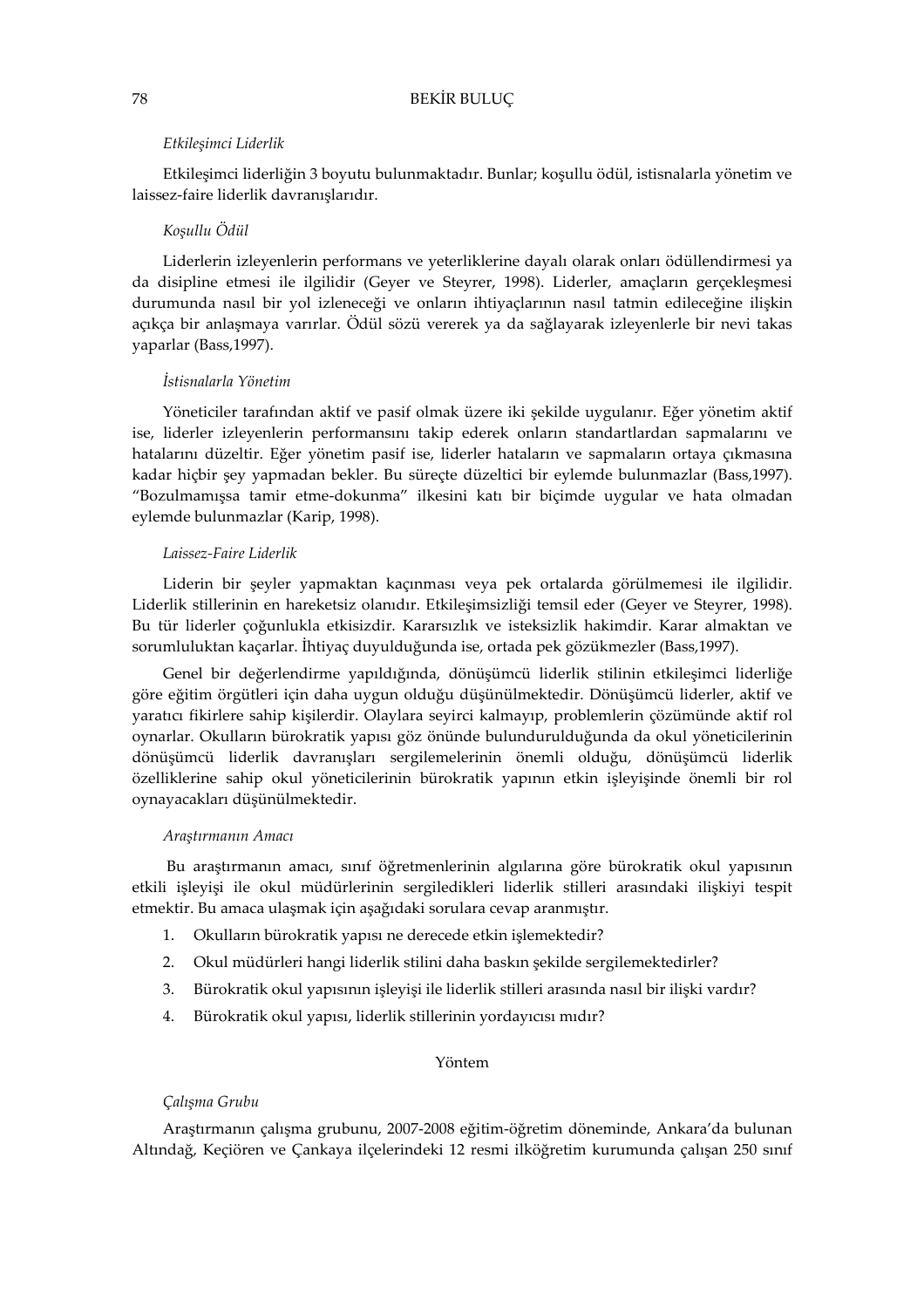*Etkileşimci Liderlik*

Etkileşimci liderliğin 3 boyutu bulunmaktadır. Bunlar; koşullu ödül, istisnalarla yönetim ve laissez-faire liderlik davranışlarıdır.

*Koşullu Ödül*

Liderlerin izleyenlerin performans ve yeterliklerine dayalı olarak onları ödüllendirmesi ya da disipline etmesi ile ilgilidir (Geyer ve Steyrer, 1998). Liderler, amaçların gerçekleşmesi durumunda nasıl bir yol izleneceği ve onların ihtiyaçlarının nasıl tatmin edileceğine ilişkin açıkça bir anlaşmaya varırlar. Ödül sözü vererek ya da sağlayarak izleyenlerle bir nevi takas yaparlar (Bass,1997).

*İstisnalarla Yönetim*

Yöneticiler tarafından aktif ve pasif olmak üzere iki şekilde uygulanır. Eğer yönetim aktif ise, liderler izleyenlerin performansını takip ederek onların standartlardan sapmalarını ve hatalarını düzeltir. Eğer yönetim pasif ise, liderler hataların ve sapmaların ortaya çıkmasına kadar hiçbir şey yapmadan bekler. Bu süreçte düzeltici bir eylemde bulunmazlar (Bass,1997). "Bozulmamışsa tamir etme-dokunma" ilkesini katı bir biçimde uygular ve hata olmadan eylemde bulunmazlar (Karip, 1998).

*Laissez-Faire Liderlik*

Liderin bir şeyler yapmaktan kaçınması veya pek ortalarda görülmemesi ile ilgilidir. Liderlik stillerinin en hareketsiz olanıdır. Etkileşimsizliği temsil eder (Geyer ve Steyrer, 1998). Bu tür liderler çoğunlukla etkisizdir. Kararsızlık ve isteksizlik hakimdir. Karar almaktan ve sorumluluktan kaçarlar. İhtiyaç duyulduğunda ise, ortada pek gözükmezler (Bass,1997).

Genel bir değerlendirme yapıldığında, dönüşümcü liderlik stilinin etkileşimci liderliğe göre eğitim örgütleri için daha uygun olduğu düşünülmektedir. Dönüşümcü liderler, aktif ve yaratıcı fikirlere sahip kişilerdir. Olaylara seyirci kalmayıp, problemlerin çözümünde aktif rol oynarlar. Okulların bürokratik yapısı göz önünde bulundurulduğunda da okul yöneticilerinin dönüşümcü liderlik davranışları sergilemelerinin önemli olduğu, dönüşümcü liderlik özelliklerine sahip okul yöneticilerinin bürokratik yapının etkin işleyişinde önemli bir rol oynayacakları düşünülmektedir.

*Araştırmanın Amacı*

Bu araştırmanın amacı, sınıf öğretmenlerinin algılarına göre bürokratik okul yapısının etkili işleyişi ile okul müdürlerinin sergiledikleri liderlik stilleri arasındaki ilişkiyi tespit etmektir. Bu amaca ulaşmak için aşağıdaki sorulara cevap aranmıştır.

1. Okulların bürokratik yapısı ne derecede etkin işlemektedir?
2. Okul müdürleri hangi liderlik stilini daha baskın şekilde sergilemektedirler?
3. Bürokratik okul yapısının işleyişi ile liderlik stilleri arasında nasıl bir ilişki vardır?
4. Bürokratik okul yapısı, liderlik stillerinin yordayıcısı mıdır?

## Yöntem

*Çalışma Grubu*

Araştırmanın çalışma grubunu, 2007-2008 eğitim-öğretim döneminde, Ankara'da bulunan Altındağ, Keçiören ve Çankaya ilçelerindeki 12 resmi ilköğretim kurumunda çalışan 250 sınıf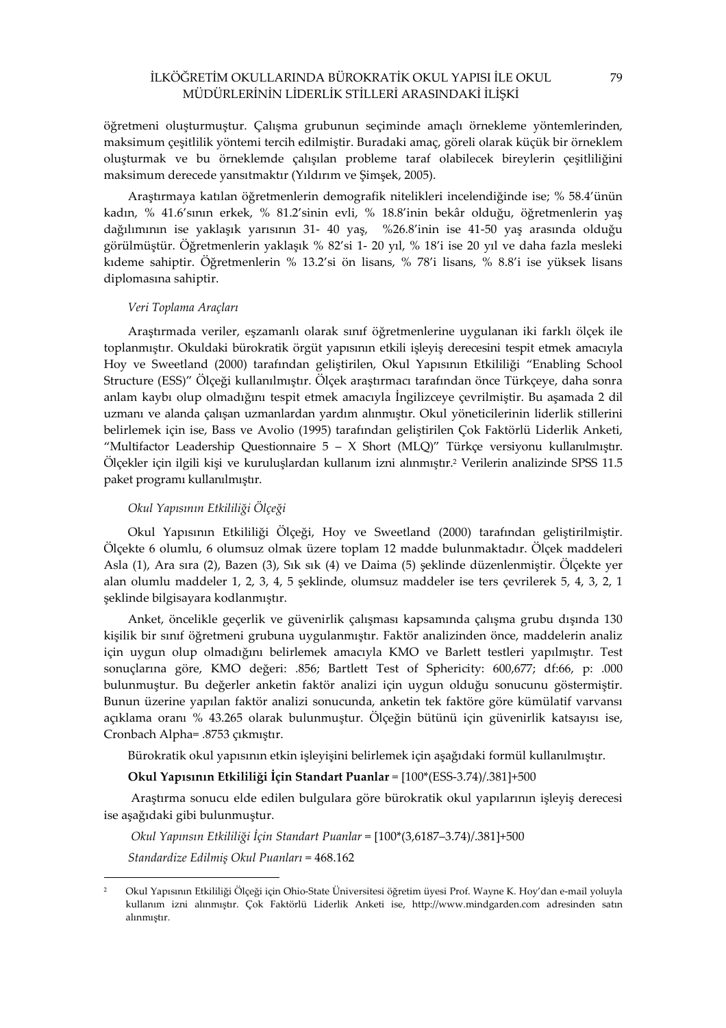öğretmeni oluşturmuştur. Çalışma grubunun seçiminde amaçlı örnekleme yöntemlerinden, maksimum çeşitlilik yöntemi tercih edilmiştir. Buradaki amaç, göreli olarak küçük bir örneklem oluşturmak ve bu örneklemde çalışılan probleme taraf olabilecek bireylerin çeşitliliğini maksimum derecede yansıtmaktır (Yıldırım ve Şimşek, 2005).

Araştırmaya katılan öğretmenlerin demografik nitelikleri incelendiğinde ise; % 58.4'ünün kadın, % 41.6'sının erkek, % 81.2'sinin evli, % 18.8'inin bekâr olduğu, öğretmenlerin yaş dağılımının ise yaklaşık yarısının 31- 40 yaş, %26.8'inin ise 41-50 yaş arasında olduğu görülmüştür. Öğretmenlerin yaklaşık % 82'si 1- 20 yıl, % 18'i ise 20 yıl ve daha fazla mesleki kıdeme sahiptir. Öğretmenlerin % 13.2'si ön lisans, % 78'i lisans, % 8.8'i ise yüksek lisans diplomasına sahiptir.

*Veri Toplama Araçları*

Araştırmada veriler, eşzamanlı olarak sınıf öğretmenlerine uygulanan iki farklı ölçek ile toplanmıştır. Okuldaki bürokratik örgüt yapısının etkili işleyiş derecesini tespit etmek amacıyla Hoy ve Sweetland (2000) tarafından geliştirilen, Okul Yapısının Etkililiği "Enabling School Structure (ESS)" Ölçeği kullanılmıştır. Ölçek araştırmacı tarafından önce Türkçeye, daha sonra anlam kaybı olup olmadığını tespit etmek amacıyla İngilizceye çevrilmiştir. Bu aşamada 2 dil uzmanı ve alanda çalışan uzmanlardan yardım alınmıştır. Okul yöneticilerinin liderlik stillerini belirlemek için ise, Bass ve Avolio (1995) tarafından geliştirilen Çok Faktörlü Liderlik Anketi, "Multifactor Leadership Questionnaire 5 – X Short (MLQ)" Türkçe versiyonu kullanılmıştır. Ölçekler için ilgili kişi ve kuruluşlardan kullanım izni alınmıştır.[2] Verilerin analizinde SPSS 11.5 paket programı kullanılmıştır.

*Okul Yapısının Etkililiği Ölçeği*

Okul Yapısının Etkililiği Ölçeği, Hoy ve Sweetland (2000) tarafından geliştirilmiştir. Ölçekte 6 olumlu, 6 olumsuz olmak üzere toplam 12 madde bulunmaktadır. Ölçek maddeleri Asla (1), Ara sıra (2), Bazen (3), Sık sık (4) ve Daima (5) şeklinde düzenlenmiştir. Ölçekte yer alan olumlu maddeler 1, 2, 3, 4, 5 şeklinde, olumsuz maddeler ise ters çevrilerek 5, 4, 3, 2, 1 şeklinde bilgisayara kodlanmıştır.

Anket, öncelikle geçerlik ve güvenirlik çalışması kapsamında çalışma grubu dışında 130 kişilik bir sınıf öğretmeni grubuna uygulanmıştır. Faktör analizinden önce, maddelerin analiz için uygun olup olmadığını belirlemek amacıyla KMO ve Barlett testleri yapılmıştır. Test sonuçlarına göre, KMO değeri: .856; Bartlett Test of Sphericity: 600,677; df:66, p: .000 bulunmuştur. Bu değerler anketin faktör analizi için uygun olduğu sonucunu göstermiştir. Bunun üzerine yapılan faktör analizi sonucunda, anketin tek faktöre göre kümülatif varyansı açıklama oranı % 43.265 olarak bulunmuştur. Ölçeğin bütünü için güvenirlik katsayısı ise, Cronbach Alpha= .8753 çıkmıştır.

Bürokratik okul yapısının etkin işleyişini belirlemek için aşağıdaki formül kullanılmıştır.

**Okul Yapısının Etkililiği İçin Standart Puanlar** = [100*(ESS-3.74)/.381]+500

Araştırma sonucu elde edilen bulgulara göre bürokratik okul yapılarının işleyiş derecesi ise aşağıdaki gibi bulunmuştur.

*Okul Yapınsın Etkililiği İçin Standart Puanlar* = [100*(3,6187–3.74)/.381]+500

*Standardize Edilmiş Okul Puanları* = 468.162

---

[2] Okul Yapısının Etkililiği Ölçeği için Ohio-State Üniversitesi öğretim üyesi Prof. Wayne K. Hoy'dan e-mail yoluyla kullanım izni alınmıştır. Çok Faktörlü Liderlik Anketi ise, http://www.mindgarden.com adresinden satın alınmıştır.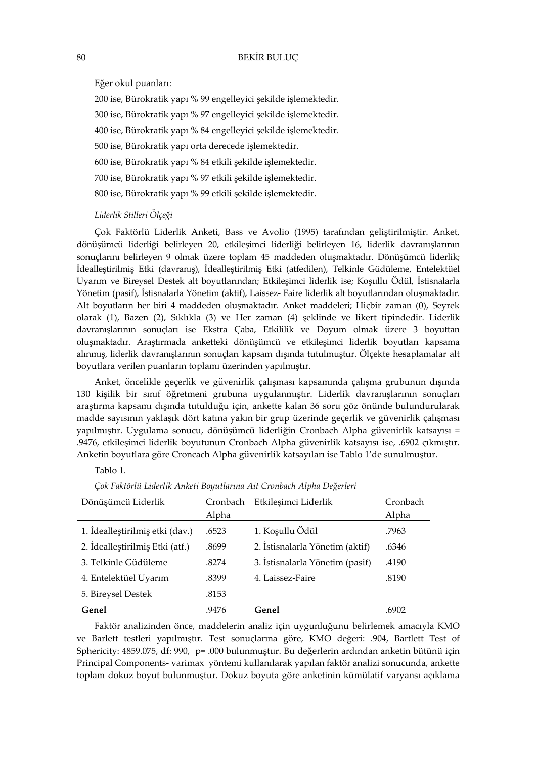Eğer okul puanları:

200 ise, Bürokratik yapı % 99 engelleyici şekilde işlemektedir.

300 ise, Bürokratik yapı % 97 engelleyici şekilde işlemektedir.

400 ise, Bürokratik yapı % 84 engelleyici şekilde işlemektedir.

500 ise, Bürokratik yapı orta derecede işlemektedir.

600 ise, Bürokratik yapı % 84 etkili şekilde işlemektedir.

700 ise, Bürokratik yapı % 97 etkili şekilde işlemektedir.

800 ise, Bürokratik yapı % 99 etkili şekilde işlemektedir.

*Liderlik Stilleri Ölçeği*

Çok Faktörlü Liderlik Anketi, Bass ve Avolio (1995) tarafından geliştirilmiştir. Anket, dönüşümcü liderliği belirleyen 20, etkileşimci liderliği belirleyen 16, liderlik davranışlarının sonuçlarını belirleyen 9 olmak üzere toplam 45 maddeden oluşmaktadır. Dönüşümcü liderlik; İdealleştirilmiş Etki (davranış), İdealleştirilmiş Etki (atfedilen), Telkinle Güdüleme, Entelektüel Uyarım ve Bireysel Destek alt boyutlarından; Etkileşimci liderlik ise; Koşullu Ödül, İstisnalarla Yönetim (pasif), İstisnalarla Yönetim (aktif), Laissez- Faire liderlik alt boyutlarından oluşmaktadır. Alt boyutların her biri 4 maddeden oluşmaktadır. Anket maddeleri; Hiçbir zaman (0), Seyrek olarak (1), Bazen (2), Sıklıkla (3) ve Her zaman (4) şeklinde ve likert tipindedir. Liderlik davranışlarının sonuçları ise Ekstra Çaba, Etkililik ve Doyum olmak üzere 3 boyuttan oluşmaktadır. Araştırmada anketteki dönüşümcü ve etkileşimci liderlik boyutları kapsama alınmış, liderlik davranışlarının sonuçları kapsam dışında tutulmuştur. Ölçekte hesaplamalar alt boyutlara verilen puanların toplamı üzerinden yapılmıştır.

Anket, öncelikle geçerlik ve güvenirlik çalışması kapsamında çalışma grubunun dışında 130 kişilik bir sınıf öğretmeni grubuna uygulanmıştır. Liderlik davranışlarının sonuçları araştırma kapsamı dışında tutulduğu için, ankette kalan 36 soru göz önünde bulundurularak madde sayısının yaklaşık dört katına yakın bir grup üzerinde geçerlik ve güvenirlik çalışması yapılmıştır. Uygulama sonucu, dönüşümcü liderliğin Cronbach Alpha güvenirlik katsayısı = .9476, etkileşimci liderlik boyutunun Cronbach Alpha güvenirlik katsayısı ise, .6902 çıkmıştır. Anketin boyutlara göre Croncach Alpha güvenirlik katsayıları ise Tablo 1'de sunulmuştur.

Tablo 1.

*Çok Faktörlü Liderlik Anketi Boyutlarına Ait Cronbach Alpha Değerleri*

| Dönüşümcü Liderlik | Cronbach Alpha | Etkileşimci Liderlik | Cronbach Alpha |
|---|---|---|---|
| 1. İdealleştirilmiş etki (dav.) | .6523 | 1. Koşullu Ödül | .7963 |
| 2. İdealleştirilmiş Etki (atf.) | .8699 | 2. İstisnalarla Yönetim (aktif) | .6346 |
| 3. Telkinle Güdüleme | .8274 | 3. İstisnalarla Yönetim (pasif) | .4190 |
| 4. Entelektüel Uyarım | .8399 | 4. Laissez-Faire | .8190 |
| 5. Bireysel Destek | .8153 | | |
| **Genel** | .9476 | **Genel** | .6902 |

Faktör analizinden önce, maddelerin analiz için uygunluğunu belirlemek amacıyla KMO ve Barlett testleri yapılmıştır. Test sonuçlarına göre, KMO değeri: .904, Bartlett Test of Sphericity: 4859.075, df: 990, p= .000 bulunmuştur. Bu değerlerin ardından anketin bütünü için Principal Components- varimax yöntemi kullanılarak yapılan faktör analizi sonucunda, ankette toplam dokuz boyut bulunmuştur. Dokuz boyuta göre anketinin kümülatif varyansı açıklama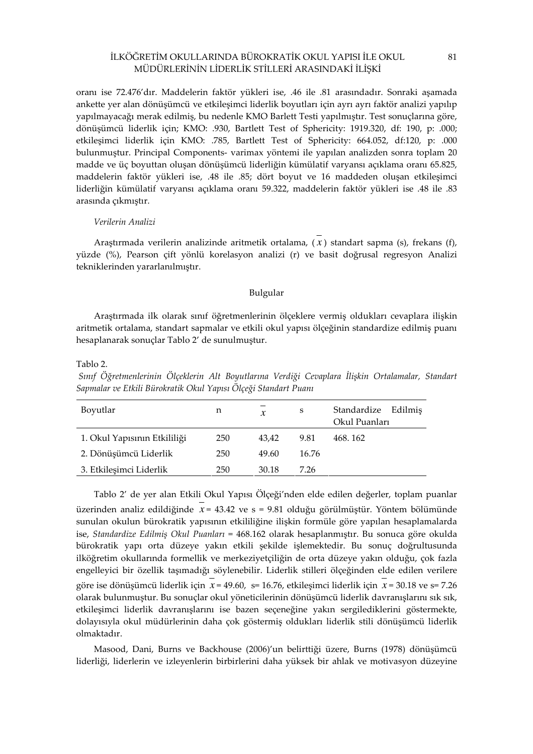oranı ise 72.476'dır. Maddelerin faktör yükleri ise, .46 ile .81 arasındadır. Sonraki aşamada ankette yer alan dönüşümcü ve etkileşimci liderlik boyutları için ayrı ayrı faktör analizi yapılıp yapılmayacağı merak edilmiş, bu nedenle KMO Barlett Testi yapılmıştır. Test sonuçlarına göre, dönüşümcü liderlik için; KMO: .930, Bartlett Test of Sphericity: 1919.320, df: 190, p: .000; etkileşimci liderlik için KMO: .785, Bartlett Test of Sphericity: 664.052, df:120, p: .000 bulunmuştur. Principal Components- varimax yöntemi ile yapılan analizden sonra toplam 20 madde ve üç boyuttan oluşan dönüşümcü liderliğin kümülatif varyansı açıklama oranı 65.825, maddelerin faktör yükleri ise, .48 ile .85; dört boyut ve 16 maddeden oluşan etkileşimci liderliğin kümülatif varyansı açıklama oranı 59.322, maddelerin faktör yükleri ise .48 ile .83 arasında çıkmıştır.

*Verilerin Analizi*

Araştırmada verilerin analizinde aritmetik ortalama, ($\bar{x}$) standart sapma (s), frekans (f), yüzde (%), Pearson çift yönlü korelasyon analizi (r) ve basit doğrusal regresyon Analizi tekniklerinden yararlanılmıştır.

## Bulgular

Araştırmada ilk olarak sınıf öğretmenlerinin ölçeklere vermiş oldukları cevaplara ilişkin aritmetik ortalama, standart sapmalar ve etkili okul yapısı ölçeğinin standardize edilmiş puanı hesaplanarak sonuçlar Tablo 2' de sunulmuştur.

Tablo 2.

*Sınıf Öğretmenlerinin Ölçeklerin Alt Boyutlarına Verdiği Cevaplara İlişkin Ortalamalar, Standart Sapmalar ve Etkili Bürokratik Okul Yapısı Ölçeği Standart Puanı*

| Boyutlar | n | $\bar{x}$ | s | Standardize Edilmiş Okul Puanları |
|---|---|---|---|---|
| 1. Okul Yapısının Etkililiği | 250 | 43,42 | 9.81 | 468. 162 |
| 2. Dönüşümcü Liderlik | 250 | 49.60 | 16.76 | |
| 3. Etkileşimci Liderlik | 250 | 30.18 | 7.26 | |

Tablo 2' de yer alan Etkili Okul Yapısı Ölçeği'nden elde edilen değerler, toplam puanlar üzerinden analiz edildiğinde $\bar{x}$ = 43.42 ve s = 9.81 olduğu görülmüştür. Yöntem bölümünde sunulan okulun bürokratik yapısının etkililiğine ilişkin formüle göre yapılan hesaplamalarda ise, *Standardize Edilmiş Okul Puanları* = 468.162 olarak hesaplanmıştır. Bu sonuca göre okulda bürokratik yapı orta düzeye yakın etkili şekilde işlemektedir. Bu sonuç doğrultusunda ilköğretim okullarında formellik ve merkeziyetçiliğin de orta düzeye yakın olduğu, çok fazla engelleyici bir özellik taşımadığı söylenebilir. Liderlik stilleri ölçeğinden elde edilen verilere göre ise dönüşümcü liderlik için $\bar{x}$ = 49.60, s= 16.76, etkileşimci liderlik için $\bar{x}$ = 30.18 ve s= 7.26 olarak bulunmuştur. Bu sonuçlar okul yöneticilerinin dönüşümcü liderlik davranışlarını sık sık, etkileşimci liderlik davranışlarını ise bazen seçeneğine yakın sergilediklerini göstermekte, dolayısıyla okul müdürlerinin daha çok göstermiş oldukları liderlik stili dönüşümcü liderlik olmaktadır.

Masood, Dani, Burns ve Backhouse (2006)'un belirttiği üzere, Burns (1978) dönüşümcü liderliği, liderlerin ve izleyenlerin birbirlerini daha yüksek bir ahlak ve motivasyon düzeyine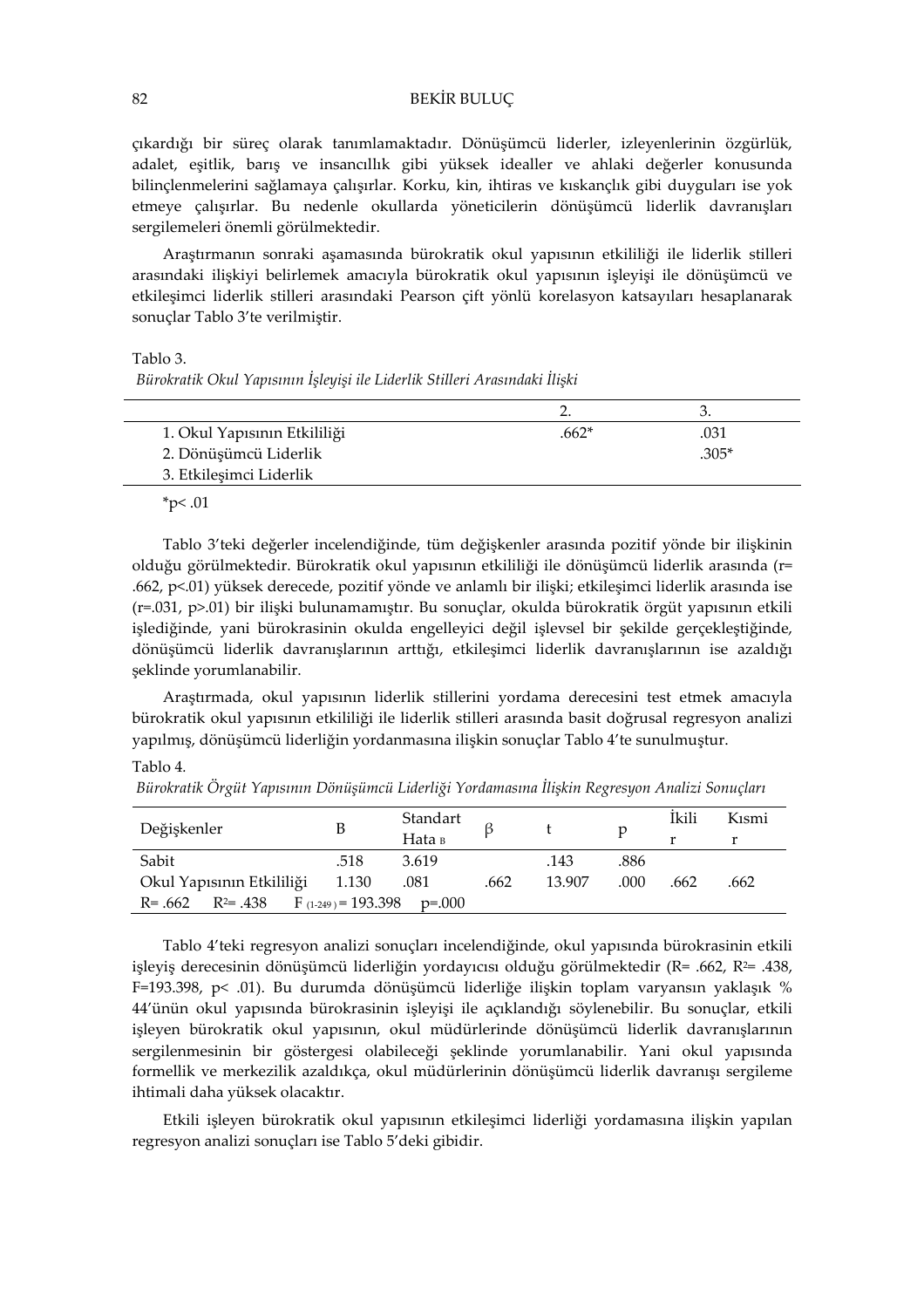çıkardığı bir süreç olarak tanımlamaktadır. Dönüşümcü liderler, izleyenlerinin özgürlük, adalet, eşitlik, barış ve insancıllık gibi yüksek idealler ve ahlaki değerler konusunda bilinçlenmelerini sağlamaya çalışırlar. Korku, kin, ihtiras ve kıskançlık gibi duyguları ise yok etmeye çalışırlar. Bu nedenle okullarda yöneticilerin dönüşümcü liderlik davranışları sergilemeleri önemli görülmektedir.

Araştırmanın sonraki aşamasında bürokratik okul yapısının etkililiği ile liderlik stilleri arasındaki ilişkiyi belirlemek amacıyla bürokratik okul yapısının işleyişi ile dönüşümcü ve etkileşimci liderlik stilleri arasındaki Pearson çift yönlü korelasyon katsayıları hesaplanarak sonuçlar Tablo 3'te verilmiştir.

Tablo 3.

*Bürokratik Okul Yapısının İşleyişi ile Liderlik Stilleri Arasındaki İlişki*

| | 2. | 3. |
|---|---|---|
| 1. Okul Yapısının Etkililiği | .662* | .031 |
| 2. Dönüşümcü Liderlik | | .305* |
| 3. Etkileşimci Liderlik | | |

*p< .01

Tablo 3'teki değerler incelendiğinde, tüm değişkenler arasında pozitif yönde bir ilişkinin olduğu görülmektedir. Bürokratik okul yapısının etkililiği ile dönüşümcü liderlik arasında ($r= .662$, $p<.01$) yüksek derecede, pozitif yönde ve anlamlı bir ilişki; etkileşimci liderlik arasında ise ($r=.031$, $p>.01$) bir ilişki bulunamamıştır. Bu sonuçlar, okulda bürokratik örgüt yapısının etkili işlediğinde, yani bürokrasinin okulda engelleyici değil işlevsel bir şekilde gerçekleştiğinde, dönüşümcü liderlik davranışlarının arttığı, etkileşimci liderlik davranışlarının ise azaldığı şeklinde yorumlanabilir.

Araştırmada, okul yapısının liderlik stillerini yordama derecesini test etmek amacıyla bürokratik okul yapısının etkililiği ile liderlik stilleri arasında basit doğrusal regresyon analizi yapılmış, dönüşümcü liderliğin yordanmasına ilişkin sonuçlar Tablo 4'te sunulmuştur.

Tablo 4.

*Bürokratik Örgüt Yapısının Dönüşümcü Liderliği Yordamasına İlişkin Regresyon Analizi Sonuçları*

| Değişkenler | B | Standart Hata $_B$ | $\beta$ | t | p | İkili r | Kısmi r |
|---|---|---|---|---|---|---|---|
| Sabit | .518 | 3.619 | | .143 | .886 | | |
| Okul Yapısının Etkililiği | 1.130 | .081 | .662 | 13.907 | .000 | .662 | .662 |
| $R= .662$ $R^2= .438$ $F_{(1-249)} = 193.398$ $p=.000$ | | | | | | | |

Tablo 4'teki regresyon analizi sonuçları incelendiğinde, okul yapısında bürokrasinin etkili işleyiş derecesinin dönüşümcü liderliğin yordayıcısı olduğu görülmektedir ($R= .662$, $R^2= .438$, $F=193.398$, $p< .01$). Bu durumda dönüşümcü liderliğe ilişkin toplam varyansın yaklaşık % 44'ünün okul yapısında bürokrasinin işleyişi ile açıklandığı söylenebilir. Bu sonuçlar, etkili işleyen bürokratik okul yapısının, okul müdürlerinde dönüşümcü liderlik davranışlarının sergilenmesinin bir göstergesi olabileceği şeklinde yorumlanabilir. Yani okul yapısında formellik ve merkezilik azaldıkça, okul müdürlerinin dönüşümcü liderlik davranışı sergileme ihtimali daha yüksek olacaktır.

Etkili işleyen bürokratik okul yapısının etkileşimci liderliği yordamasına ilişkin yapılan regresyon analizi sonuçları ise Tablo 5'deki gibidir.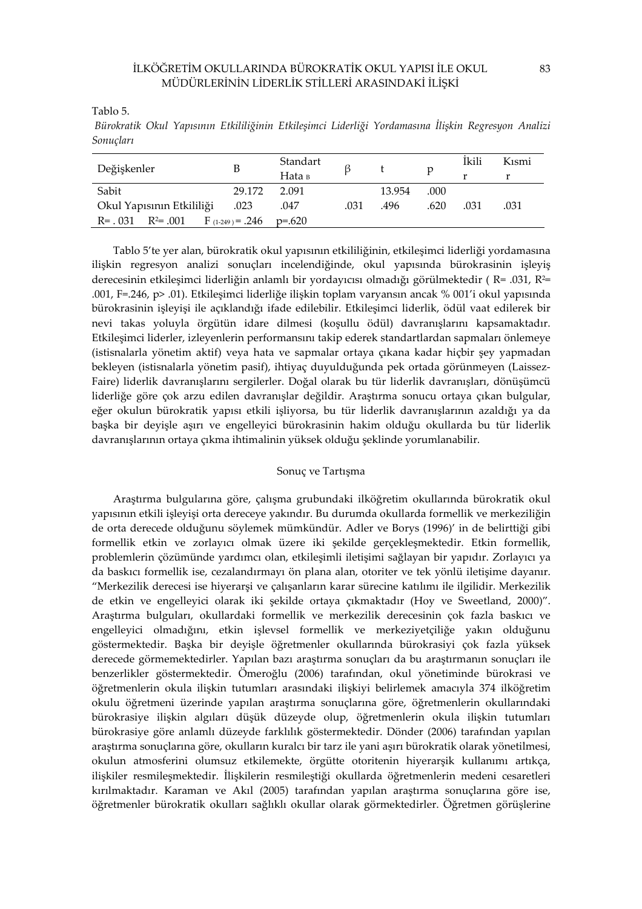Tablo 5.

*Bürokratik Okul Yapısının Etkililiğinin Etkileşimci Liderliği Yordamasına İlişkin Regresyon Analizi Sonuçları*

| Değişkenler | B | Standart Hata B | β | t | p | İkili r | Kısmi r |
|---|---|---|---|---|---|---|---|
| Sabit | 29.172 | 2.091 | | 13.954 | .000 | | |
| Okul Yapısının Etkililiği | .023 | .047 | .031 | .496 | .620 | .031 | .031 |
| R= .031 $R^2$= .001 $F_{(1-249)}$ = .246 p=.620 | | | | | | | |

Tablo 5'te yer alan, bürokratik okul yapısının etkililiğinin, etkileşimci liderliği yordamasına ilişkin regresyon analizi sonuçları incelendiğinde, okul yapısında bürokrasinin işleyiş derecesinin etkileşimci liderliğin anlamlı bir yordayıcısı olmadığı görülmektedir ( R= .031, $R^2$= .001, F=.246, p> .01). Etkileşimci liderliğe ilişkin toplam varyansın ancak % 001'i okul yapısında bürokrasinin işleyişi ile açıklandığı ifade edilebilir. Etkileşimci liderlik, ödül vaat edilerek bir nevi takas yoluyla örgütün idare dilmesi (koşullu ödül) davranışlarını kapsamaktadır. Etkileşimci liderler, izleyenlerin performansını takip ederek standartlardan sapmaları önlemeye (istisnalarla yönetim aktif) veya hata ve sapmalar ortaya çıkana kadar hiçbir şey yapmadan bekleyen (istisnalarla yönetim pasif), ihtiyaç duyulduğunda pek ortada görünmeyen (Laissez-Faire) liderlik davranışlarını sergilerler. Doğal olarak bu tür liderlik davranışları, dönüşümcü liderliğe göre çok arzu edilen davranışlar değildir. Araştırma sonucu ortaya çıkan bulgular, eğer okulun bürokratik yapısı etkili işliyorsa, bu tür liderlik davranışlarının azaldığı ya da başka bir deyişle aşırı ve engelleyici bürokrasinin hakim olduğu okullarda bu tür liderlik davranışlarının ortaya çıkma ihtimalinin yüksek olduğu şeklinde yorumlanabilir.

## Sonuç ve Tartışma

Araştırma bulgularına göre, çalışma grubundaki ilköğretim okullarında bürokratik okul yapısının etkili işleyişi orta dereceye yakındır. Bu durumda okullarda formellik ve merkeziliğin de orta derecede olduğunu söylemek mümkündür. Adler ve Borys (1996)' in de belirttiği gibi formellik etkin ve zorlayıcı olmak üzere iki şekilde gerçekleşmektedir. Etkin formellik, problemlerin çözümünde yardımcı olan, etkileşimli iletişimi sağlayan bir yapıdır. Zorlayıcı ya da baskıcı formellik ise, cezalandırmayı ön plana alan, otoriter ve tek yönlü iletişime dayanır. "Merkezilik derecesi ise hiyerarşi ve çalışanların karar sürecine katılımı ile ilgilidir. Merkezilik de etkin ve engelleyici olarak iki şekilde ortaya çıkmaktadır (Hoy ve Sweetland, 2000)". Araştırma bulguları, okullardaki formellik ve merkezilik derecesinin çok fazla baskıcı ve engelleyici olmadığını, etkin işlevsel formellik ve merkeziyetçiliğe yakın olduğunu göstermektedir. Başka bir deyişle öğretmenler okullarında bürokrasiyi çok fazla yüksek derecede görmemektedirler. Yapılan bazı araştırma sonuçları da bu araştırmanın sonuçları ile benzerlikler göstermektedir. Ömeroğlu (2006) tarafından, okul yönetiminde bürokrasi ve öğretmenlerin okula ilişkin tutumları arasındaki ilişkiyi belirlemek amacıyla 374 ilköğretim okulu öğretmeni üzerinde yapılan araştırma sonuçlarına göre, öğretmenlerin okullarındaki bürokrasiye ilişkin algıları düşük düzeyde olup, öğretmenlerin okula ilişkin tutumları bürokrasiye göre anlamlı düzeyde farklılık göstermektedir. Dönder (2006) tarafından yapılan araştırma sonuçlarına göre, okulların kuralcı bir tarz ile yani aşırı bürokratik olarak yönetilmesi, okulun atmosferini olumsuz etkilemekte, örgütte otoritenin hiyerarşik kullanımı artıkça, ilişkiler resmileşmektedir. İlişkilerin resmileştiği okullarda öğretmenlerin medeni cesaretleri kırılmaktadır. Karaman ve Akıl (2005) tarafından yapılan araştırma sonuçlarına göre ise, öğretmenler bürokratik okulları sağlıklı okullar olarak görmektedirler. Öğretmen görüşlerine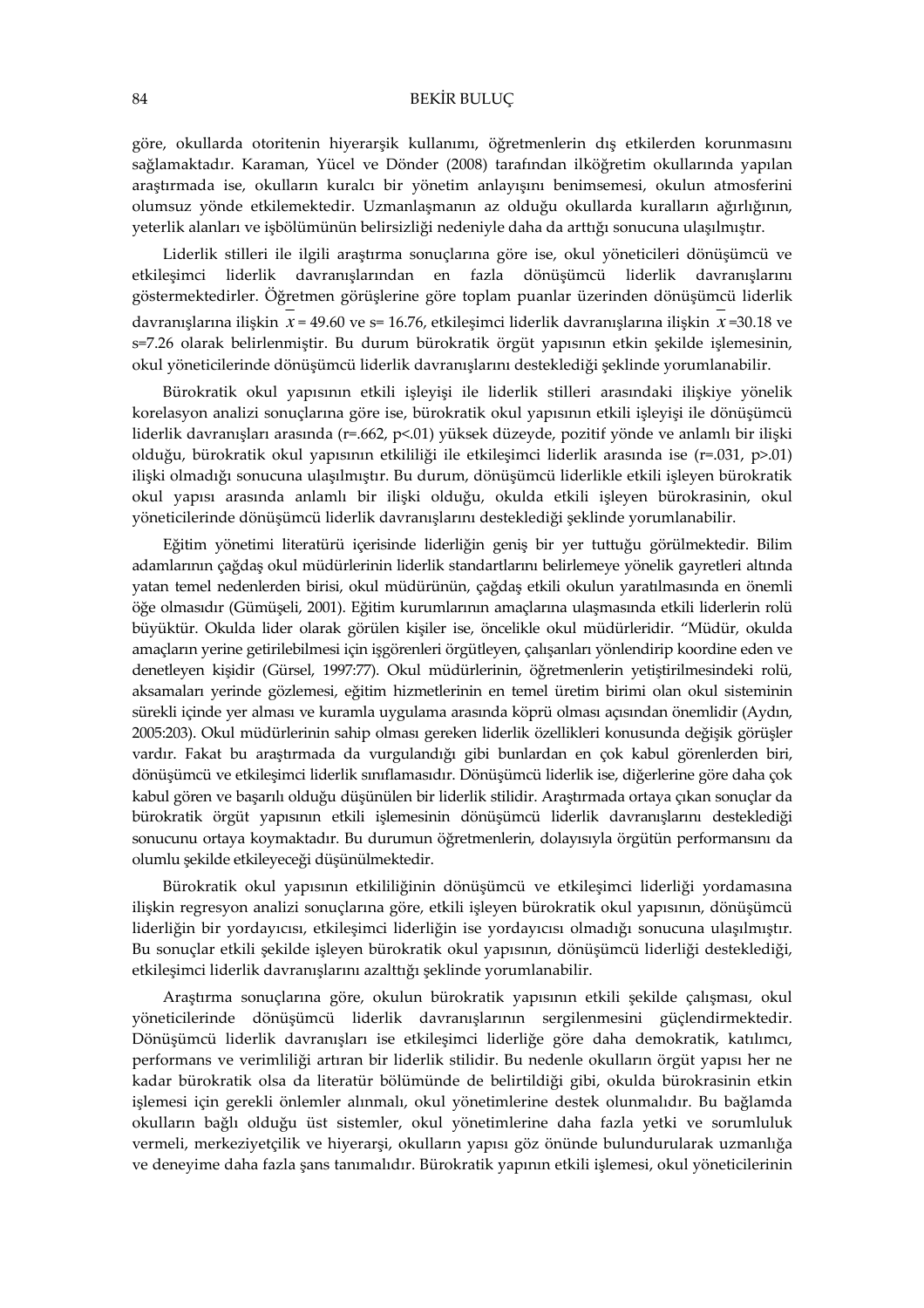göre, okullarda otoritenin hiyerarşik kullanımı, öğretmenlerin dış etkilerden korunmasını sağlamaktadır. Karaman, Yücel ve Dönder (2008) tarafından ilköğretim okullarında yapılan araştırmada ise, okulların kuralcı bir yönetim anlayışını benimsemesi, okulun atmosferini olumsuz yönde etkilemektedir. Uzmanlaşmanın az olduğu okullarda kuralların ağırlığının, yeterlik alanları ve işbölümünün belirsizliği nedeniyle daha da arttığı sonucuna ulaşılmıştır.

Liderlik stilleri ile ilgili araştırma sonuçlarına göre ise, okul yöneticileri dönüşümcü ve etkileşimci liderlik davranışlarından en fazla dönüşümcü liderlik davranışlarını göstermektedirler. Öğretmen görüşlerine göre toplam puanlar üzerinden dönüşümcü liderlik davranışlarına ilişkin $\overline{x}$ = 49.60 ve s= 16.76, etkileşimci liderlik davranışlarına ilişkin $\overline{x}$ =30.18 ve s=7.26 olarak belirlenmiştir. Bu durum bürokratik örgüt yapısının etkin şekilde işlemesinin, okul yöneticilerinde dönüşümcü liderlik davranışlarını desteklediği şeklinde yorumlanabilir.

Bürokratik okul yapısının etkili işleyişi ile liderlik stilleri arasındaki ilişkiye yönelik korelasyon analizi sonuçlarına göre ise, bürokratik okul yapısının etkili işleyişi ile dönüşümcü liderlik davranışları arasında ($r$=.662, $p$<.01) yüksek düzeyde, pozitif yönde ve anlamlı bir ilişki olduğu, bürokratik okul yapısının etkililiği ile etkileşimci liderlik arasında ise ($r$=.031, $p$>.01) ilişki olmadığı sonucuna ulaşılmıştır. Bu durum, dönüşümcü liderlikle etkili işleyen bürokratik okul yapısı arasında anlamlı bir ilişki olduğu, okulda etkili işleyen bürokrasinin, okul yöneticilerinde dönüşümcü liderlik davranışlarını desteklediği şeklinde yorumlanabilir.

Eğitim yönetimi literatürü içerisinde liderliğin geniş bir yer tuttuğu görülmektedir. Bilim adamlarının çağdaş okul müdürlerinin liderlik standartlarını belirlemeye yönelik gayretleri altında yatan temel nedenlerden birisi, okul müdürünün, çağdaş etkili okulun yaratılmasında en önemli öğe olmasıdır (Gümüşeli, 2001). Eğitim kurumlarının amaçlarına ulaşmasında etkili liderlerin rolü büyüktür. Okulda lider olarak görülen kişiler ise, öncelikle okul müdürleridir. "Müdür, okulda amaçların yerine getirilebilmesi için işgörenleri örgütleyen, çalışanları yönlendirip koordine eden ve denetleyen kişidir (Gürsel, 1997:77). Okul müdürlerinin, öğretmenlerin yetiştirilmesindeki rolü, aksamaları yerinde gözlemesi, eğitim hizmetlerinin en temel üretim birimi olan okul sisteminin sürekli içinde yer alması ve kuramla uygulama arasında köprü olması açısından önemlidir (Aydın, 2005:203). Okul müdürlerinin sahip olması gereken liderlik özellikleri konusunda değişik görüşler vardır. Fakat bu araştırmada da vurgulandığı gibi bunlardan en çok kabul görenlerden biri, dönüşümcü ve etkileşimci liderlik sınıflamasıdır. Dönüşümcü liderlik ise, diğerlerine göre daha çok kabul gören ve başarılı olduğu düşünülen bir liderlik stilidir. Araştırmada ortaya çıkan sonuçlar da bürokratik örgüt yapısının etkili işlemesinin dönüşümcü liderlik davranışlarını desteklediği sonucunu ortaya koymaktadır. Bu durumun öğretmenlerin, dolayısıyla örgütün performansını da olumlu şekilde etkileyeceği düşünülmektedir.

Bürokratik okul yapısının etkililiğinin dönüşümcü ve etkileşimci liderliği yordamasına ilişkin regresyon analizi sonuçlarına göre, etkili işleyen bürokratik okul yapısının, dönüşümcü liderliğin bir yordayıcısı, etkileşimci liderliğin ise yordayıcısı olmadığı sonucuna ulaşılmıştır. Bu sonuçlar etkili şekilde işleyen bürokratik okul yapısının, dönüşümcü liderliği desteklediği, etkileşimci liderlik davranışlarını azalttığı şeklinde yorumlanabilir.

Araştırma sonuçlarına göre, okulun bürokratik yapısının etkili şekilde çalışması, okul yöneticilerinde dönüşümcü liderlik davranışlarının sergilenmesini güçlendirmektedir. Dönüşümcü liderlik davranışları ise etkileşimci liderliğe göre daha demokratik, katılımcı, performans ve verimliliği artıran bir liderlik stilidir. Bu nedenle okulların örgüt yapısı her ne kadar bürokratik olsa da literatür bölümünde de belirtildiği gibi, okulda bürokrasinin etkin işlemesi için gerekli önlemler alınmalı, okul yönetimlerine destek olunmalıdır. Bu bağlamda okulların bağlı olduğu üst sistemler, okul yönetimlerine daha fazla yetki ve sorumluluk vermeli, merkeziyetçilik ve hiyerarşi, okulların yapısı göz önünde bulundurularak uzmanlığa ve deneyime daha fazla şans tanımalıdır. Bürokratik yapının etkili işlemesi, okul yöneticilerinin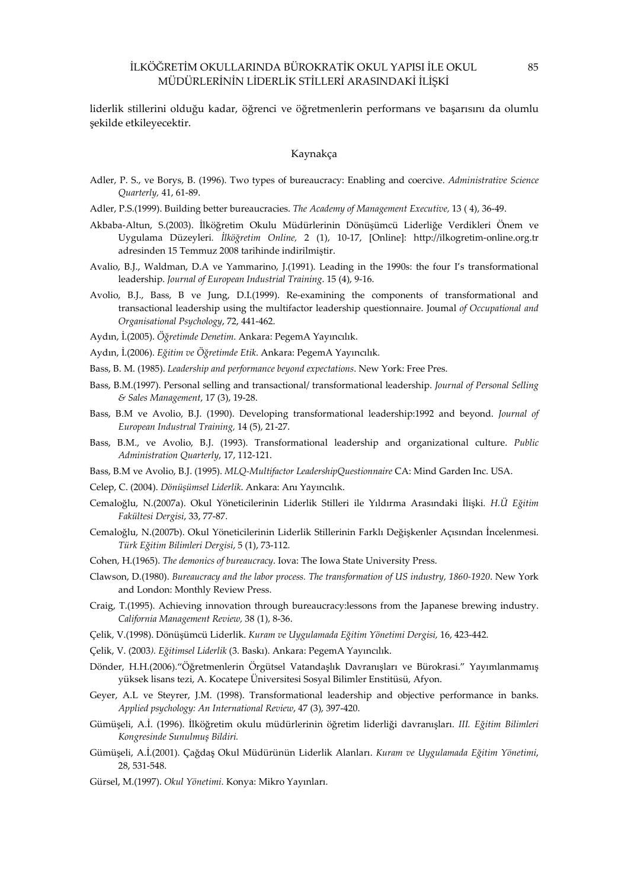liderlik stillerini olduğu kadar, öğrenci ve öğretmenlerin performans ve başarısını da olumlu şekilde etkileyecektir.

## Kaynakça

Adler, P. S., ve Borys, B. (1996). Two types of bureaucracy: Enabling and coercive. *Administrative Science Quarterly,* 41, 61-89.

Adler, P.S.(1999). Building better bureaucracies. *The Academy of Management Executive,* 13 ( 4), 36-49.

Akbaba-Altun, S.(2003). İlköğretim Okulu Müdürlerinin Dönüşümcü Liderliğe Verdikleri Önem ve Uygulama Düzeyleri. *İlköğretim Online,* 2 (1), 10-17, [Online]: http://ilkogretim-online.org.tr adresinden 15 Temmuz 2008 tarihinde indirilmiştir.

Avalio, B.J., Waldman, D.A ve Yammarino, J.(1991). Leading in the 1990s: the four I's transformational leadership. *Journal of European Industrial Training*. 15 (4), 9-16.

Avolio, B.J., Bass, B ve Jung, D.I.(1999). Re-examining the components of transformational and transactional leadership using the multifactor leadership questionnaire. Joumal *of Occupational and Organisational Psychology*, 72, 441-462.

Aydın, İ.(2005). *Öğretimde Denetim*. Ankara: PegemA Yayıncılık.

Aydın, İ.(2006). *Eğitim ve Öğretimde Etik*. Ankara: PegemA Yayıncılık.

Bass, B. M. (1985). *Leadership and performance beyond expectations*. New York: Free Pres.

Bass, B.M.(1997). Personal selling and transactional/ transformational leadership. *Journal of Personal Selling & Sales Management*, 17 (3), 19-28.

Bass, B.M ve Avolio, B.J. (1990). Developing transformational leadership:1992 and beyond. *Journal of European Industrıal Training,* 14 (5), 21-27.

Bass, B.M., ve Avolio, B.J. (1993). Transformational leadership and organizational culture. *Public Administration Quarterly*, 17, 112-121.

Bass, B.M ve Avolio, B.J. (1995). *MLQ-Multifactor LeadershipQuestionnaire* CA: Mind Garden Inc. USA.

Celep, C. (2004). *Dönüşümsel Liderlik*. Ankara: Anı Yayıncılık.

Cemaloğlu, N.(2007a). Okul Yöneticilerinin Liderlik Stilleri ile Yıldırma Arasındaki İlişki*. H.Ü Eğitim Fakültesi Dergisi*, 33, 77-87.

Cemaloğlu, N.(2007b). Okul Yöneticilerinin Liderlik Stillerinin Farklı Değişkenler Açısından İncelenmesi. *Türk Eğitim Bilimleri Dergisi*, 5 (1), 73-112.

Cohen, H.(1965). *The demonics of bureaucracy*. Iova: The Iowa State University Press.

Clawson, D.(1980). *Bureaucracy and the labor process. The transformation of US industry, 1860-1920*. New York and London: Monthly Review Press.

Craig, T.(1995). Achieving innovation through bureaucracy:lessons from the Japanese brewing industry. *California Management Review,* 38 (1), 8-36.

Çelik, V.(1998). Dönüşümcü Liderlik. *Kuram ve Uygulamada Eğitim Yönetimi Dergisi,* 16, 423-442.

Çelik, V. (2003*). Eğitimsel Liderlik* (3. Baskı). Ankara: PegemA Yayıncılık.

Dönder, H.H.(2006)."Öğretmenlerin Örgütsel Vatandaşlık Davranışları ve Bürokrasi." Yayımlanmamış yüksek lisans tezi, A. Kocatepe Üniversitesi Sosyal Bilimler Enstitüsü, Afyon.

Geyer, A.L ve Steyrer, J.M. (1998). Transformational leadership and objective performance in banks. *Applied psychology: An International Review*, 47 (3), 397-420.

Gümüşeli, A.İ. (1996). İlköğretim okulu müdürlerinin öğretim liderliği davranışları. *III. Eğitim Bilimleri Kongresinde Sunulmuş Bildiri.*

Gümüşeli, A.İ.(2001). Çağdaş Okul Müdürünün Liderlik Alanları. *Kuram ve Uygulamada Eğitim Yönetimi*, 28, 531-548.

Gürsel, M.(1997). *Okul Yönetimi*. Konya: Mikro Yayınları.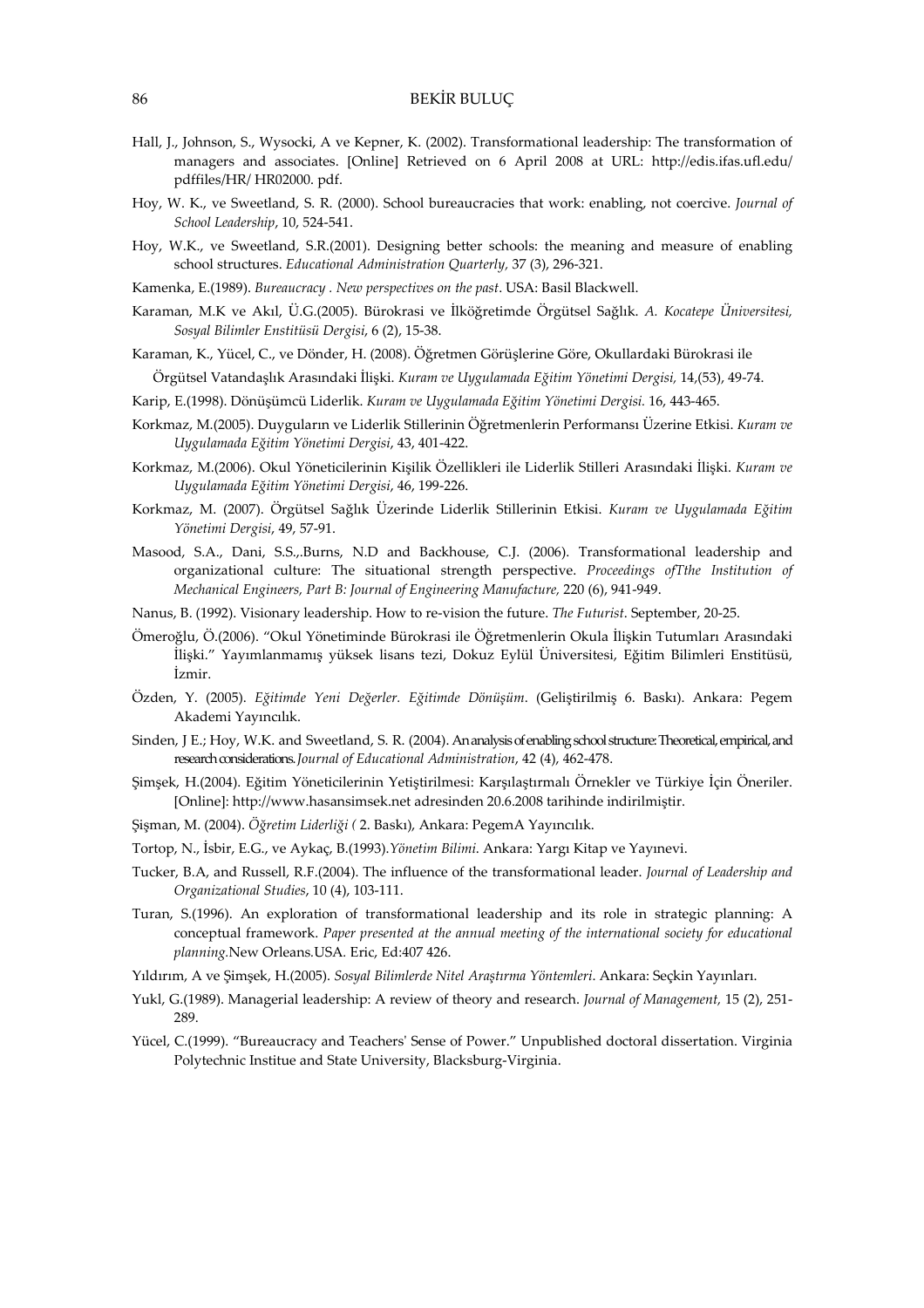Hall, J., Johnson, S., Wysocki, A ve Kepner, K. (2002). Transformational leadership: The transformation of managers and associates. [Online] Retrieved on 6 April 2008 at URL: http://edis.ifas.ufl.edu/ pdffiles/HR/ HR02000. pdf.

Hoy, W. K., ve Sweetland, S. R. (2000). School bureaucracies that work: enabling, not coercive. *Journal of School Leadership*, 10, 524-541.

Hoy, W.K., ve Sweetland, S.R.(2001). Designing better schools: the meaning and measure of enabling school structures. *Educational Administration Quarterly,* 37 (3), 296-321.

Kamenka, E.(1989). *Bureaucracy . New perspectives on the past*. USA: Basil Blackwell.

Karaman, M.K ve Akıl, Ü.G.(2005). Bürokrasi ve İlköğretimde Örgütsel Sağlık. *A. Kocatepe Üniversitesi, Sosyal Bilimler Enstitüsü Dergisi*, 6 (2), 15-38.

Karaman, K., Yücel, C., ve Dönder, H. (2008). Öğretmen Görüşlerine Göre, Okullardaki Bürokrasi ile Örgütsel Vatandaşlık Arasındaki İlişki. *Kuram ve Uygulamada Eğitim Yönetimi Dergisi,* 14,(53), 49-74.

Karip, E.(1998). Dönüşümcü Liderlik. *Kuram ve Uygulamada Eğitim Yönetimi Dergisi.* 16, 443-465.

Korkmaz, M.(2005). Duyguların ve Liderlik Stillerinin Öğretmenlerin Performansı Üzerine Etkisi. *Kuram ve Uygulamada Eğitim Yönetimi Dergisi*, 43, 401-422.

Korkmaz, M.(2006). Okul Yöneticilerinin Kişilik Özellikleri ile Liderlik Stilleri Arasındaki İlişki. *Kuram ve Uygulamada Eğitim Yönetimi Dergisi*, 46, 199-226.

Korkmaz, M. (2007). Örgütsel Sağlık Üzerinde Liderlik Stillerinin Etkisi. *Kuram ve Uygulamada Eğitim Yönetimi Dergisi*, 49, 57-91.

Masood, S.A., Dani, S.S.,.Burns, N.D and Backhouse, C.J. (2006). Transformational leadership and organizational culture: The situational strength perspective. *Proceedings ofTthe Institution of Mechanical Engineers, Part B: Journal of Engineering Manufacture,* 220 (6), 941-949.

Nanus, B. (1992). Visionary leadership. How to re-vision the future. *The Futurist*. September, 20-25.

Ömeroğlu, Ö.(2006). "Okul Yönetiminde Bürokrasi ile Öğretmenlerin Okula İlişkin Tutumları Arasındaki İlişki." Yayımlanmamış yüksek lisans tezi, Dokuz Eylül Üniversitesi, Eğitim Bilimleri Enstitüsü, İzmir.

Özden, Y. (2005). *Eğitimde Yeni Değerler. Eğitimde Dönüşüm*. (Geliştirilmiş 6. Baskı). Ankara: Pegem Akademi Yayıncılık.

Sinden, J E.; Hoy, W.K. and Sweetland, S. R. (2004). An analysis of enabling school structure: Theoretical, empirical, and research considerations. *Journal of Educational Administration*, 42 (4), 462-478.

Şimşek, H.(2004). Eğitim Yöneticilerinin Yetiştirilmesi: Karşılaştırmalı Örnekler ve Türkiye İçin Öneriler. [Online]: http://www.hasansimsek.net adresinden 20.6.2008 tarihinde indirilmiştir.

Şişman, M. (2004). *Öğretim Liderliği (* 2. Baskı), Ankara: PegemA Yayıncılık.

Tortop, N., İsbir, E.G., ve Aykaç, B.(1993).*Yönetim Bilimi*. Ankara: Yargı Kitap ve Yayınevi.

Tucker, B.A, and Russell, R.F.(2004). The influence of the transformational leader. *Journal of Leadership and Organizational Studies*, 10 (4), 103-111.

Turan, S.(1996). An exploration of transformational leadership and its role in strategic planning: A conceptual framework. *Paper presented at the annual meeting of the international society for educational planning.*New Orleans.USA. Eric, Ed:407 426.

Yıldırım, A ve Şimşek, H.(2005). *Sosyal Bilimlerde Nitel Araştırma Yöntemleri*. Ankara: Seçkin Yayınları.

Yukl, G.(1989). Managerial leadership: A review of theory and research. *Journal of Management,* 15 (2), 251-289.

Yücel, C.(1999). "Bureaucracy and Teachers' Sense of Power." Unpublished doctoral dissertation. Virginia Polytechnic Institue and State University, Blacksburg-Virginia.